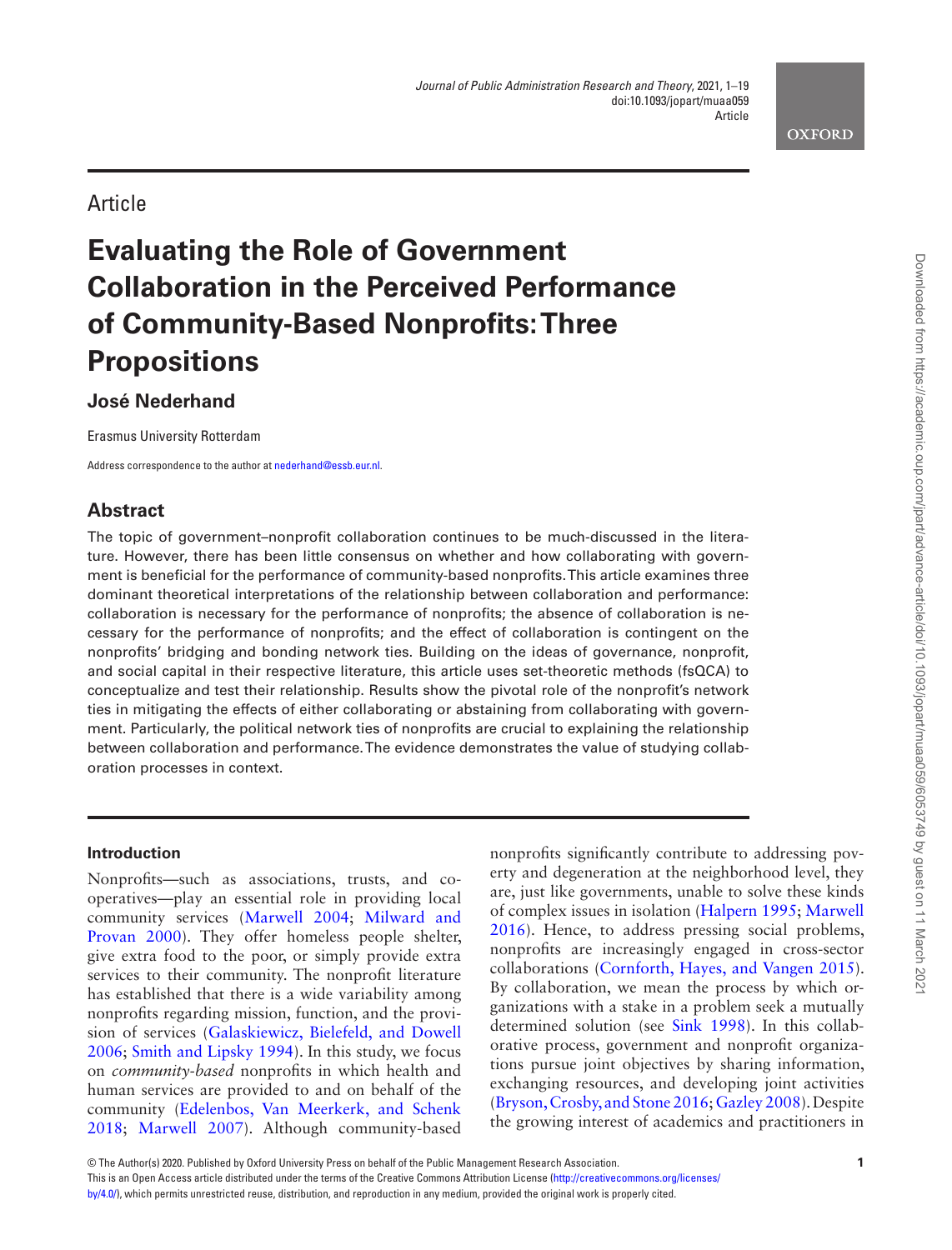Article

# Evaluating the Role of Government Collaboration in the Perceived Performance of Community-Based Nonprofits: Three Propositions

**José Nederhand**

Erasmus University Rotterdam

Address correspondence to the author at nederhand@essb.eur.nl.

## Abstract

The topic of government–nonprofit collaboration continues to be much-discussed in the literature. However, there has been little consensus on whether and how collaborating with government is beneficial for the performance of community-based nonprofits. This article examines three dominant theoretical interpretations of the relationship between collaboration and performance: collaboration is necessary for the performance of nonprofits; the absence of collaboration is necessary for the performance of nonprofits; and the effect of collaboration is contingent on the nonprofits' bridging and bonding network ties. Building on the ideas of governance, nonprofit, and social capital in their respective literature, this article uses set-theoretic methods (fsQCA) to conceptualize and test their relationship. Results show the pivotal role of the nonprofit's network ties in mitigating the effects of either collaborating or abstaining from collaborating with government. Particularly, the political network ties of nonprofits are crucial to explaining the relationship between collaboration and performance. The evidence demonstrates the value of studying collaboration processes in context.

### Introduction

Nonprofits—such as associations, trusts, and co-operatives—play an essential role in providing local community services (Marwell 2004; Milward and Provan 2000). They offer homeless people shelter, give extra food to the poor, or simply provide extra services to their community. The nonprofit literature has established that there is a wide variability among nonprofits regarding mission, function, and the provision of services (Galaskiewicz, Bielefeld, and Dowell 2006; Smith and Lipsky 1994). In this study, we focus on *community-based* nonprofits in which health and human services are provided to and on behalf of the community (Edelenbos, Van Meerkerk, and Schenk 2018; Marwell 2007). Although community-based nonprofits significantly contribute to addressing poverty and degeneration at the neighborhood level, they are, just like governments, unable to solve these kinds of complex issues in isolation (Halpern 1995; Marwell 2016). Hence, to address pressing social problems, nonprofits are increasingly engaged in cross-sector collaborations (Cornforth, Hayes, and Vangen 2015). By collaboration, we mean the process by which organizations with a stake in a problem seek a mutually determined solution (see Sink 1998). In this collaborative process, government and nonprofit organizations pursue joint objectives by sharing information, exchanging resources, and developing joint activities (Bryson, Crosby, and Stone 2016; Gazley 2008). Despite the growing interest of academics and practitioners in

© The Author(s) 2020. Published by Oxford University Press on behalf of the Public Management Research Association.
This is an Open Access article distributed under the terms of the Creative Commons Attribution License (http://creativecommons.org/licenses/by/4.0/), which permits unrestricted reuse, distribution, and reproduction in any medium, provided the original work is properly cited.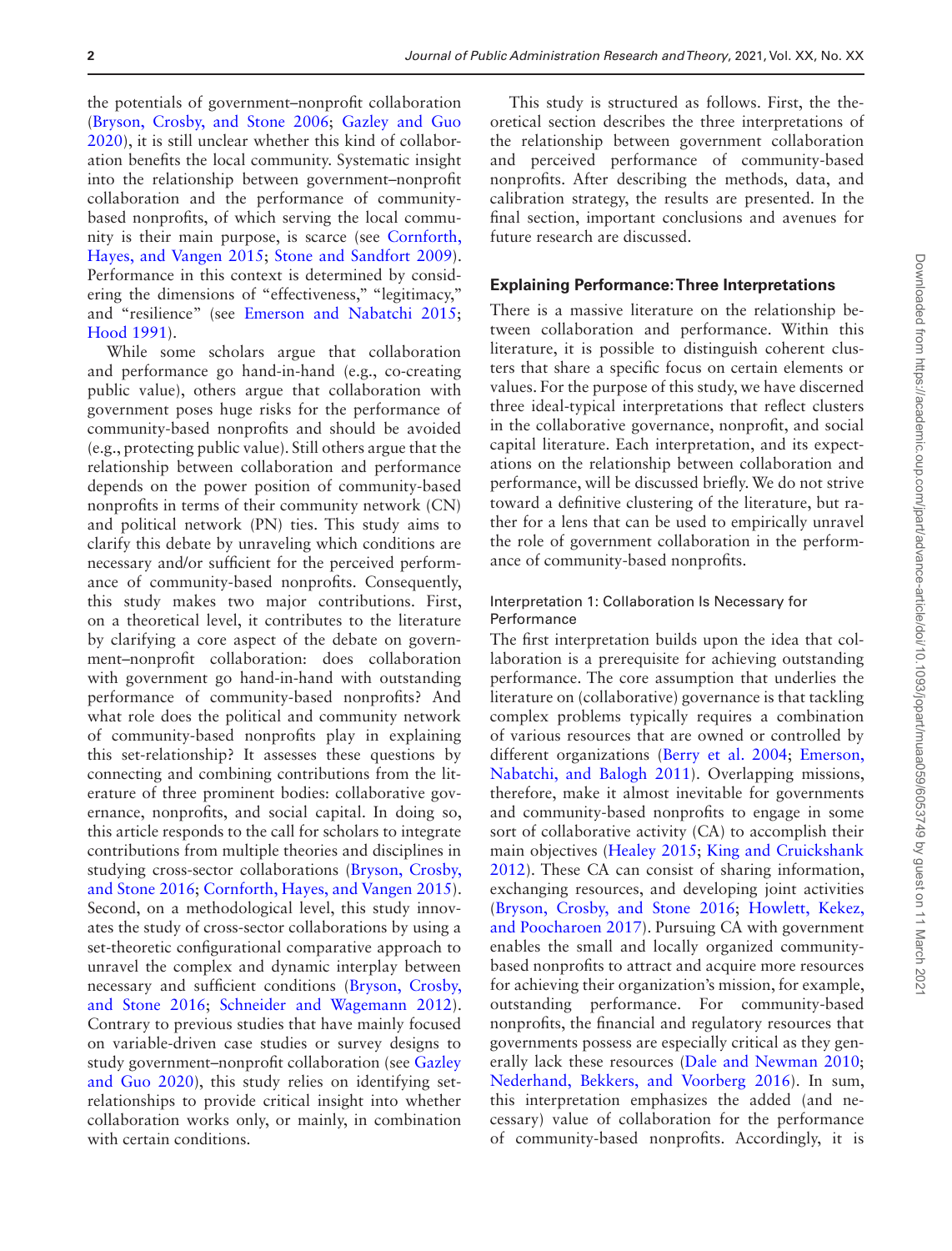the potentials of government–nonprofit collaboration (Bryson, Crosby, and Stone 2006; Gazley and Guo 2020), it is still unclear whether this kind of collaboration benefits the local community. Systematic insight into the relationship between government–nonprofit collaboration and the performance of community-based nonprofits, of which serving the local community is their main purpose, is scarce (see Cornforth, Hayes, and Vangen 2015; Stone and Sandfort 2009). Performance in this context is determined by considering the dimensions of "effectiveness," "legitimacy," and "resilience" (see Emerson and Nabatchi 2015; Hood 1991).

While some scholars argue that collaboration and performance go hand-in-hand (e.g., co-creating public value), others argue that collaboration with government poses huge risks for the performance of community-based nonprofits and should be avoided (e.g., protecting public value). Still others argue that the relationship between collaboration and performance depends on the power position of community-based nonprofits in terms of their community network (CN) and political network (PN) ties. This study aims to clarify this debate by unraveling which conditions are necessary and/or sufficient for the perceived performance of community-based nonprofits. Consequently, this study makes two major contributions. First, on a theoretical level, it contributes to the literature by clarifying a core aspect of the debate on government–nonprofit collaboration: does collaboration with government go hand-in-hand with outstanding performance of community-based nonprofits? And what role does the political and community network of community-based nonprofits play in explaining this set-relationship? It assesses these questions by connecting and combining contributions from the literature of three prominent bodies: collaborative governance, nonprofits, and social capital. In doing so, this article responds to the call for scholars to integrate contributions from multiple theories and disciplines in studying cross-sector collaborations (Bryson, Crosby, and Stone 2016; Cornforth, Hayes, and Vangen 2015). Second, on a methodological level, this study innovates the study of cross-sector collaborations by using a set-theoretic configurational comparative approach to unravel the complex and dynamic interplay between necessary and sufficient conditions (Bryson, Crosby, and Stone 2016; Schneider and Wagemann 2012). Contrary to previous studies that have mainly focused on variable-driven case studies or survey designs to study government–nonprofit collaboration (see Gazley and Guo 2020), this study relies on identifying set-relationships to provide critical insight into whether collaboration works only, or mainly, in combination with certain conditions.

This study is structured as follows. First, the theoretical section describes the three interpretations of the relationship between government collaboration and perceived performance of community-based nonprofits. After describing the methods, data, and calibration strategy, the results are presented. In the final section, important conclusions and avenues for future research are discussed.

## Explaining Performance: Three Interpretations

There is a massive literature on the relationship between collaboration and performance. Within this literature, it is possible to distinguish coherent clusters that share a specific focus on certain elements or values. For the purpose of this study, we have discerned three ideal-typical interpretations that reflect clusters in the collaborative governance, nonprofit, and social capital literature. Each interpretation, and its expectations on the relationship between collaboration and performance, will be discussed briefly. We do not strive toward a definitive clustering of the literature, but rather for a lens that can be used to empirically unravel the role of government collaboration in the performance of community-based nonprofits.

### Interpretation 1: Collaboration Is Necessary for Performance

The first interpretation builds upon the idea that collaboration is a prerequisite for achieving outstanding performance. The core assumption that underlies the literature on (collaborative) governance is that tackling complex problems typically requires a combination of various resources that are owned or controlled by different organizations (Berry et al. 2004; Emerson, Nabatchi, and Balogh 2011). Overlapping missions, therefore, make it almost inevitable for governments and community-based nonprofits to engage in some sort of collaborative activity (CA) to accomplish their main objectives (Healey 2015; King and Cruickshank 2012). These CA can consist of sharing information, exchanging resources, and developing joint activities (Bryson, Crosby, and Stone 2016; Howlett, Kekez, and Poocharoen 2017). Pursuing CA with government enables the small and locally organized community-based nonprofits to attract and acquire more resources for achieving their organization's mission, for example, outstanding performance. For community-based nonprofits, the financial and regulatory resources that governments possess are especially critical as they generally lack these resources (Dale and Newman 2010; Nederhand, Bekkers, and Voorberg 2016). In sum, this interpretation emphasizes the added (and necessary) value of collaboration for the performance of community-based nonprofits. Accordingly, it is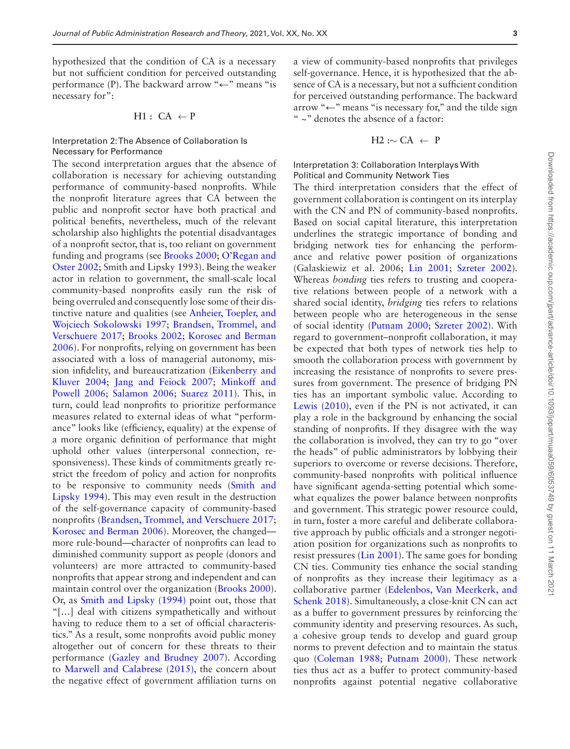hypothesized that the condition of CA is a necessary but not sufficient condition for perceived outstanding performance (P). The backward arrow "←" means "is necessary for":

$$\text{H1}: \text{ CA } \leftarrow \text{P}$$

### Interpretation 2: The Absence of Collaboration Is Necessary for Performance

The second interpretation argues that the absence of collaboration is necessary for achieving outstanding performance of community-based nonprofits. While the nonprofit literature agrees that CA between the public and nonprofit sector have both practical and political benefits, nevertheless, much of the relevant scholarship also highlights the potential disadvantages of a nonprofit sector, that is, too reliant on government funding and programs (see Brooks 2000; O'Regan and Oster 2002; Smith and Lipsky 1993). Being the weaker actor in relation to government, the small-scale local community-based nonprofits easily run the risk of being overruled and consequently lose some of their distinctive nature and qualities (see Anheier, Toepler, and Wojciech Sokolowski 1997; Brandsen, Trommel, and Verschuere 2017; Brooks 2002; Korosec and Berman 2006). For nonprofits, relying on government has been associated with a loss of managerial autonomy, mission infidelity, and bureaucratization (Eikenberry and Kluver 2004; Jang and Feiock 2007; Minkoff and Powell 2006; Salamon 2006; Suarez 2011). This, in turn, could lead nonprofits to prioritize performance measures related to external ideas of what "performance" looks like (efficiency, equality) at the expense of a more organic definition of performance that might uphold other values (interpersonal connection, responsiveness). These kinds of commitments greatly restrict the freedom of policy and action for nonprofits to be responsive to community needs (Smith and Lipsky 1994). This may even result in the destruction of the self-governance capacity of community-based nonprofits (Brandsen, Trommel, and Verschuere 2017; Korosec and Berman 2006). Moreover, the changed—more rule-bound—character of nonprofits can lead to diminished community support as people (donors and volunteers) are more attracted to community-based nonprofits that appear strong and independent and can maintain control over the organization (Brooks 2000). Or, as Smith and Lipsky (1994) point out, those that "[…] deal with citizens sympathetically and without having to reduce them to a set of official characteristics." As a result, some nonprofits avoid public money altogether out of concern for these threats to their performance (Gazley and Brudney 2007). According to Marwell and Calabrese (2015), the concern about the negative effect of government affiliation turns on a view of community-based nonprofits that privileges self-governance. Hence, it is hypothesized that the absence of CA is a necessary, but not a sufficient condition for perceived outstanding performance. The backward arrow "←" means "is necessary for," and the tilde sign " ~" denotes the absence of a factor:

$$\text{H2}: \sim \text{CA } \leftarrow \text{ P}$$

### Interpretation 3: Collaboration Interplays With Political and Community Network Ties

The third interpretation considers that the effect of government collaboration is contingent on its interplay with the CN and PN of community-based nonprofits. Based on social capital literature, this interpretation underlines the strategic importance of bonding and bridging network ties for enhancing the performance and relative power position of organizations (Galaskiewiz et al. 2006; Lin 2001; Szreter 2002). Whereas *bonding* ties refers to trusting and cooperative relations between people of a network with a shared social identity, *bridging* ties refers to relations between people who are heterogeneous in the sense of social identity (Putnam 2000; Szreter 2002). With regard to government–nonprofit collaboration, it may be expected that both types of network ties help to smooth the collaboration process with government by increasing the resistance of nonprofits to severe pressures from government. The presence of bridging PN ties has an important symbolic value. According to Lewis (2010), even if the PN is not activated, it can play a role in the background by enhancing the social standing of nonprofits. If they disagree with the way the collaboration is involved, they can try to go "over the heads" of public administrators by lobbying their superiors to overcome or reverse decisions. Therefore, community-based nonprofits with political influence have significant agenda-setting potential which somewhat equalizes the power balance between nonprofits and government. This strategic power resource could, in turn, foster a more careful and deliberate collaborative approach by public officials and a stronger negotiation position for organizations such as nonprofits to resist pressures (Lin 2001). The same goes for bonding CN ties. Community ties enhance the social standing of nonprofits as they increase their legitimacy as a collaborative partner (Edelenbos, Van Meerkerk, and Schenk 2018). Simultaneously, a close-knit CN can act as a buffer to government pressures by reinforcing the community identity and preserving resources. As such, a cohesive group tends to develop and guard group norms to prevent defection and to maintain the status quo (Coleman 1988; Putnam 2000). These network ties thus act as a buffer to protect community-based nonprofits against potential negative collaborative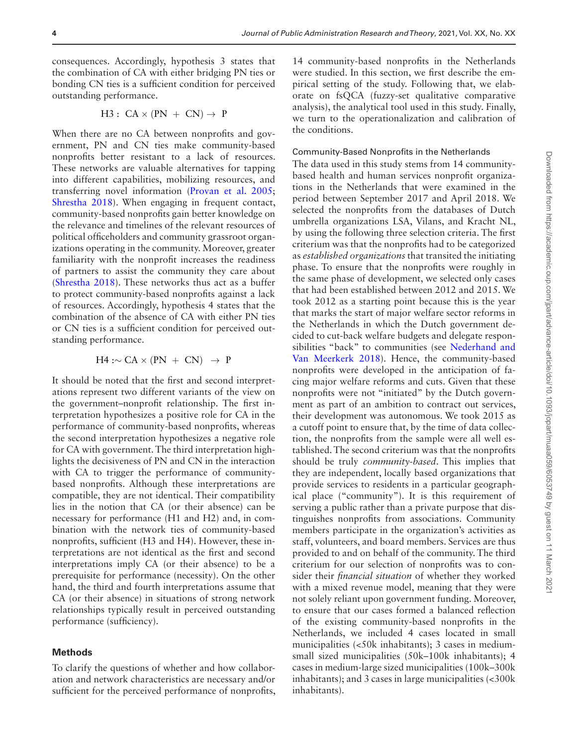consequences. Accordingly, hypothesis 3 states that the combination of CA with either bridging PN ties or bonding CN ties is a sufficient condition for perceived outstanding performance.

$$\text{H3}: \ \text{CA} \times (\text{PN} + \text{CN}) \rightarrow \text{P}$$

When there are no CA between nonprofits and government, PN and CN ties make community-based nonprofits better resistant to a lack of resources. These networks are valuable alternatives for tapping into different capabilities, mobilizing resources, and transferring novel information (Provan et al. 2005; Shrestha 2018). When engaging in frequent contact, community-based nonprofits gain better knowledge on the relevance and timelines of the relevant resources of political officeholders and community grassroot organizations operating in the community. Moreover, greater familiarity with the nonprofit increases the readiness of partners to assist the community they care about (Shrestha 2018). These networks thus act as a buffer to protect community-based nonprofits against a lack of resources. Accordingly, hypothesis 4 states that the combination of the absence of CA with either PN ties or CN ties is a sufficient condition for perceived outstanding performance.

$$\text{H4}: \sim \text{CA} \times (\text{PN} + \text{CN}) \rightarrow \text{P}$$

It should be noted that the first and second interpretations represent two different variants of the view on the government–nonprofit relationship. The first interpretation hypothesizes a positive role for CA in the performance of community-based nonprofits, whereas the second interpretation hypothesizes a negative role for CA with government. The third interpretation highlights the decisiveness of PN and CN in the interaction with CA to trigger the performance of community-based nonprofits. Although these interpretations are compatible, they are not identical. Their compatibility lies in the notion that CA (or their absence) can be necessary for performance (H1 and H2) and, in combination with the network ties of community-based nonprofits, sufficient (H3 and H4). However, these interpretations are not identical as the first and second interpretations imply CA (or their absence) to be a prerequisite for performance (necessity). On the other hand, the third and fourth interpretations assume that CA (or their absence) in situations of strong network relationships typically result in perceived outstanding performance (sufficiency).

## Methods

To clarify the questions of whether and how collaboration and network characteristics are necessary and/or sufficient for the perceived performance of nonprofits, 14 community-based nonprofits in the Netherlands were studied. In this section, we first describe the empirical setting of the study. Following that, we elaborate on fsQCA (fuzzy-set qualitative comparative analysis), the analytical tool used in this study. Finally, we turn to the operationalization and calibration of the conditions.

### Community-Based Nonprofits in the Netherlands

The data used in this study stems from 14 community-based health and human services nonprofit organizations in the Netherlands that were examined in the period between September 2017 and April 2018. We selected the nonprofits from the databases of Dutch umbrella organizations LSA, Vilans, and Kracht NL, by using the following three selection criteria. The first criterium was that the nonprofits had to be categorized as *established organizations* that transited the initiating phase. To ensure that the nonprofits were roughly in the same phase of development, we selected only cases that had been established between 2012 and 2015. We took 2012 as a starting point because this is the year that marks the start of major welfare sector reforms in the Netherlands in which the Dutch government decided to cut-back welfare budgets and delegate responsibilities "back" to communities (see Nederhand and Van Meerkerk 2018). Hence, the community-based nonprofits were developed in the anticipation of facing major welfare reforms and cuts. Given that these nonprofits were not "initiated" by the Dutch government as part of an ambition to contract out services, their development was autonomous. We took 2015 as a cutoff point to ensure that, by the time of data collection, the nonprofits from the sample were all well established. The second criterium was that the nonprofits should be truly *community-based*. This implies that they are independent, locally based organizations that provide services to residents in a particular geographical place ("community"). It is this requirement of serving a public rather than a private purpose that distinguishes nonprofits from associations. Community members participate in the organization's activities as staff, volunteers, and board members. Services are thus provided to and on behalf of the community. The third criterium for our selection of nonprofits was to consider their *financial situation* of whether they worked with a mixed revenue model, meaning that they were not solely reliant upon government funding. Moreover, to ensure that our cases formed a balanced reflection of the existing community-based nonprofits in the Netherlands, we included 4 cases located in small municipalities (<50k inhabitants); 3 cases in medium-small sized municipalities (50k–100k inhabitants); 4 cases in medium-large sized municipalities (100k–300k inhabitants); and 3 cases in large municipalities (<300k inhabitants).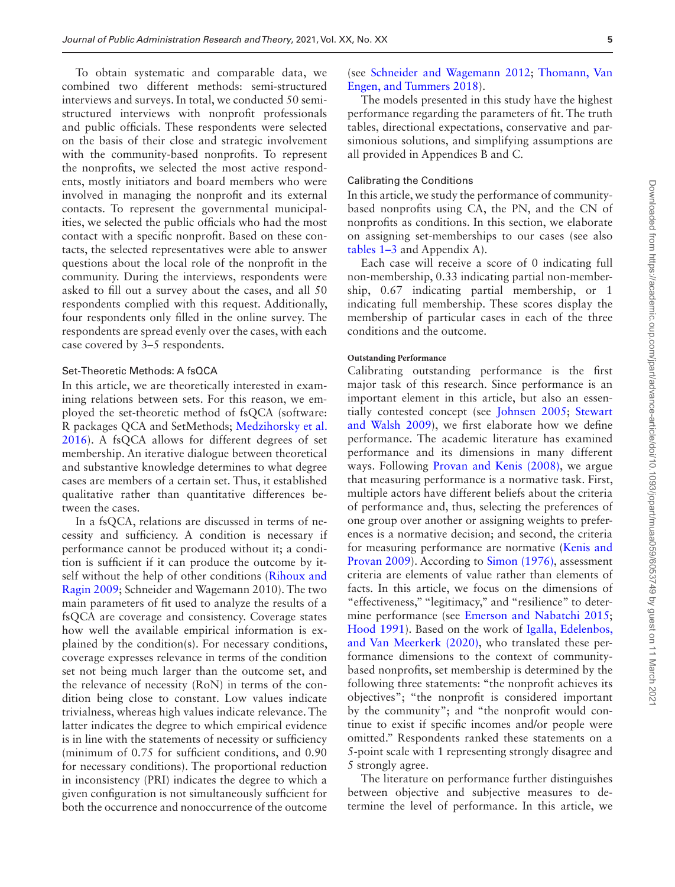To obtain systematic and comparable data, we combined two different methods: semi-structured interviews and surveys. In total, we conducted 50 semi-structured interviews with nonprofit professionals and public officials. These respondents were selected on the basis of their close and strategic involvement with the community-based nonprofits. To represent the nonprofits, we selected the most active respondents, mostly initiators and board members who were involved in managing the nonprofit and its external contacts. To represent the governmental municipalities, we selected the public officials who had the most contact with a specific nonprofit. Based on these contacts, the selected representatives were able to answer questions about the local role of the nonprofit in the community. During the interviews, respondents were asked to fill out a survey about the cases, and all 50 respondents complied with this request. Additionally, four respondents only filled in the online survey. The respondents are spread evenly over the cases, with each case covered by 3–5 respondents.

## Set-Theoretic Methods: A fsQCA

In this article, we are theoretically interested in examining relations between sets. For this reason, we employed the set-theoretic method of fsQCA (software: R packages QCA and SetMethods; Medzihorsky et al. 2016). A fsQCA allows for different degrees of set membership. An iterative dialogue between theoretical and substantive knowledge determines to what degree cases are members of a certain set. Thus, it established qualitative rather than quantitative differences between the cases.

In a fsQCA, relations are discussed in terms of necessity and sufficiency. A condition is necessary if performance cannot be produced without it; a condition is sufficient if it can produce the outcome by itself without the help of other conditions (Rihoux and Ragin 2009; Schneider and Wagemann 2010). The two main parameters of fit used to analyze the results of a fsQCA are coverage and consistency. Coverage states how well the available empirical information is explained by the condition(s). For necessary conditions, coverage expresses relevance in terms of the condition set not being much larger than the outcome set, and the relevance of necessity (RoN) in terms of the condition being close to constant. Low values indicate trivialness, whereas high values indicate relevance. The latter indicates the degree to which empirical evidence is in line with the statements of necessity or sufficiency (minimum of 0.75 for sufficient conditions, and 0.90 for necessary conditions). The proportional reduction in inconsistency (PRI) indicates the degree to which a given configuration is not simultaneously sufficient for both the occurrence and nonoccurrence of the outcome (see Schneider and Wagemann 2012; Thomann, Van Engen, and Tummers 2018).

The models presented in this study have the highest performance regarding the parameters of fit. The truth tables, directional expectations, conservative and parsimonious solutions, and simplifying assumptions are all provided in Appendices B and C.

## Calibrating the Conditions

In this article, we study the performance of community-based nonprofits using CA, the PN, and the CN of nonprofits as conditions. In this section, we elaborate on assigning set-memberships to our cases (see also tables 1–3 and Appendix A).

Each case will receive a score of 0 indicating full non-membership, 0.33 indicating partial non-membership, 0.67 indicating partial membership, or 1 indicating full membership. These scores display the membership of particular cases in each of the three conditions and the outcome.

### Outstanding Performance

Calibrating outstanding performance is the first major task of this research. Since performance is an important element in this article, but also an essentially contested concept (see Johnsen 2005; Stewart and Walsh 2009), we first elaborate how we define performance. The academic literature has examined performance and its dimensions in many different ways. Following Provan and Kenis (2008), we argue that measuring performance is a normative task. First, multiple actors have different beliefs about the criteria of performance and, thus, selecting the preferences of one group over another or assigning weights to preferences is a normative decision; and second, the criteria for measuring performance are normative (Kenis and Provan 2009). According to Simon (1976), assessment criteria are elements of value rather than elements of facts. In this article, we focus on the dimensions of "effectiveness," "legitimacy," and "resilience" to determine performance (see Emerson and Nabatchi 2015; Hood 1991). Based on the work of Igalla, Edelenbos, and Van Meerkerk (2020), who translated these performance dimensions to the context of community-based nonprofits, set membership is determined by the following three statements: "the nonprofit achieves its objectives"; "the nonprofit is considered important by the community"; and "the nonprofit would continue to exist if specific incomes and/or people were omitted." Respondents ranked these statements on a 5-point scale with 1 representing strongly disagree and 5 strongly agree.

The literature on performance further distinguishes between objective and subjective measures to determine the level of performance. In this article, we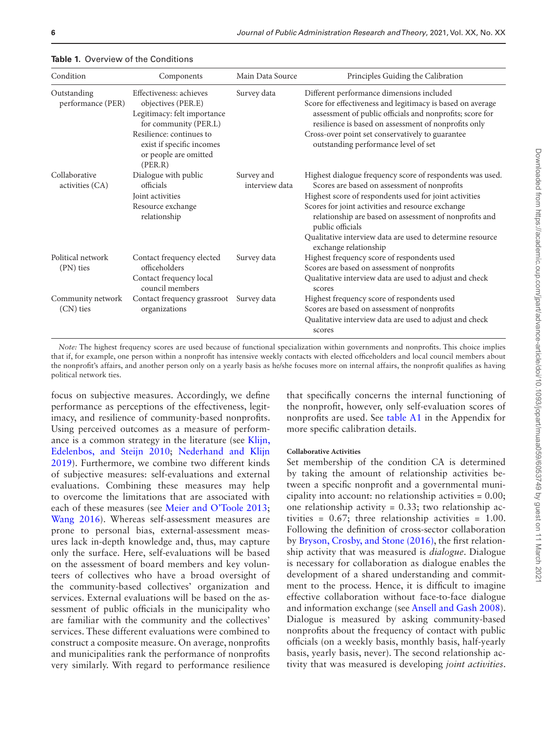**Table 1.** Overview of the Conditions

| Condition | Components | Main Data Source | Principles Guiding the Calibration |
|---|---|---|---|
| Outstanding performance (PER) | Effectiveness: achieves objectives (PER.E)<br>Legitimacy: felt importance for community (PER.L)<br>Resilience: continues to exist if specific incomes or people are omitted (PER.R) | Survey data | Different performance dimensions included<br>Score for effectiveness and legitimacy is based on average assessment of public officials and nonprofits; score for resilience is based on assessment of nonprofits only<br>Cross-over point set conservatively to guarantee outstanding performance level of set |
| Collaborative activities (CA) | Dialogue with public officials<br>Joint activities<br>Resource exchange relationship | Survey and interview data | Highest dialogue frequency score of respondents was used. Scores are based on assessment of nonprofits<br>Highest score of respondents used for joint activities<br>Scores for joint activities and resource exchange relationship are based on assessment of nonprofits and public officials<br>Qualitative interview data are used to determine resource exchange relationship |
| Political network (PN) ties | Contact frequency elected officeholders<br>Contact frequency local council members | Survey data | Highest frequency score of respondents used<br>Scores are based on assessment of nonprofits<br>Qualitative interview data are used to adjust and check scores |
| Community network (CN) ties | Contact frequency grassroot organizations | Survey data | Highest frequency score of respondents used<br>Scores are based on assessment of nonprofits<br>Qualitative interview data are used to adjust and check scores |

*Note:* The highest frequency scores are used because of functional specialization within governments and nonprofits. This choice implies that if, for example, one person within a nonprofit has intensive weekly contacts with elected officeholders and local council members about the nonprofit's affairs, and another person only on a yearly basis as he/she focuses more on internal affairs, the nonprofit qualifies as having political network ties.

focus on subjective measures. Accordingly, we define performance as perceptions of the effectiveness, legitimacy, and resilience of community-based nonprofits. Using perceived outcomes as a measure of performance is a common strategy in the literature (see Klijn, Edelenbos, and Steijn 2010; Nederhand and Klijn 2019). Furthermore, we combine two different kinds of subjective measures: self-evaluations and external evaluations. Combining these measures may help to overcome the limitations that are associated with each of these measures (see Meier and O'Toole 2013; Wang 2016). Whereas self-assessment measures are prone to personal bias, external-assessment measures lack in-depth knowledge and, thus, may capture only the surface. Here, self-evaluations will be based on the assessment of board members and key volunteers of collectives who have a broad oversight of the community-based collectives' organization and services. External evaluations will be based on the assessment of public officials in the municipality who are familiar with the community and the collectives' services. These different evaluations were combined to construct a composite measure. On average, nonprofits and municipalities rank the performance of nonprofits very similarly. With regard to performance resilience that specifically concerns the internal functioning of the nonprofit, however, only self-evaluation scores of nonprofits are used. See table A1 in the Appendix for more specific calibration details.

#### Collaborative Activities

Set membership of the condition CA is determined by taking the amount of relationship activities between a specific nonprofit and a governmental municipality into account: no relationship activities = 0.00; one relationship activity = 0.33; two relationship activities = 0.67; three relationship activities = 1.00. Following the definition of cross-sector collaboration by Bryson, Crosby, and Stone (2016), the first relationship activity that was measured is *dialogue*. Dialogue is necessary for collaboration as dialogue enables the development of a shared understanding and commitment to the process. Hence, it is difficult to imagine effective collaboration without face-to-face dialogue and information exchange (see Ansell and Gash 2008). Dialogue is measured by asking community-based nonprofits about the frequency of contact with public officials (on a weekly basis, monthly basis, half-yearly basis, yearly basis, never). The second relationship activity that was measured is developing *joint activities*.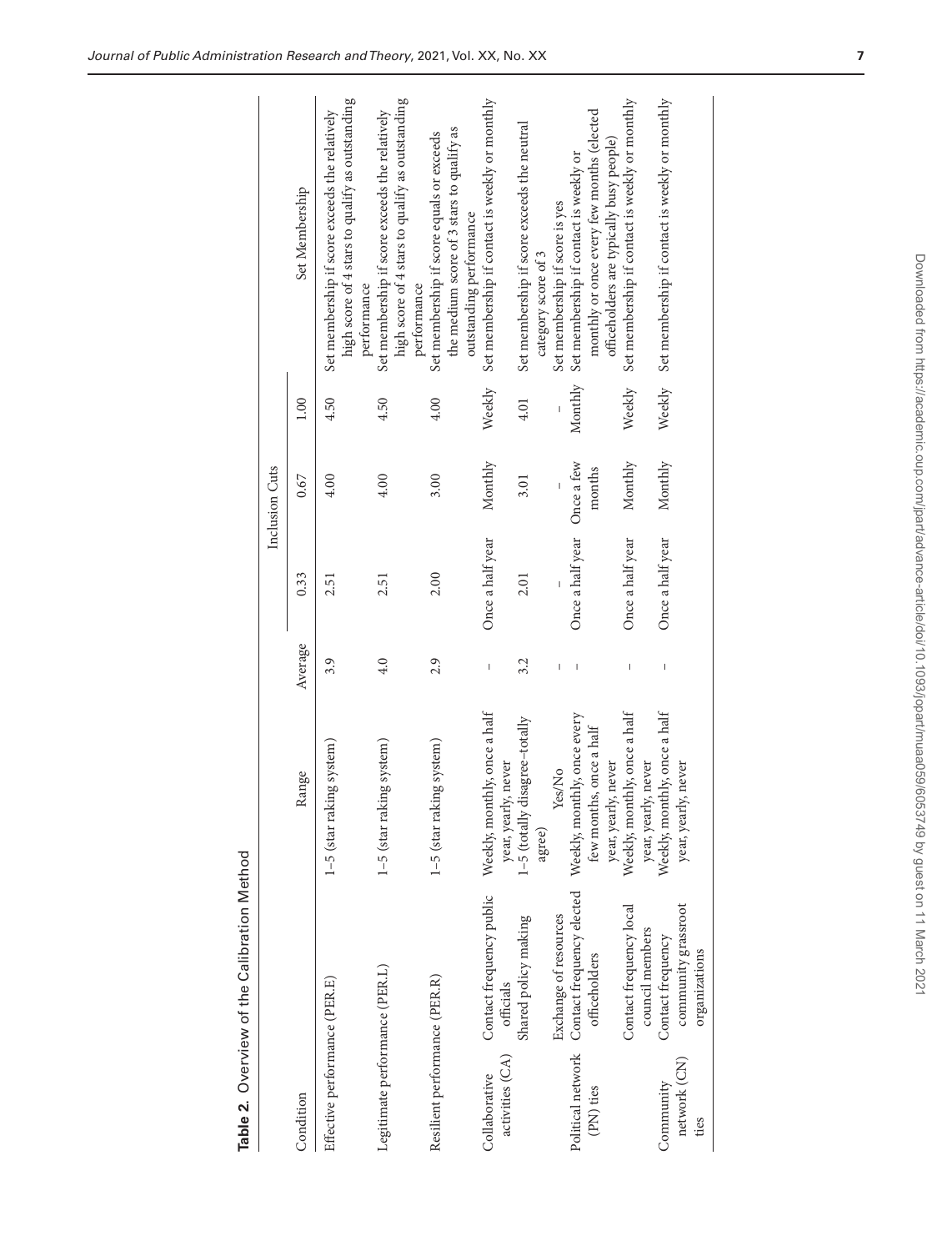**Table 2.** Overview of the Calibration Method

| Condition | | Range | Average | Inclusion Cuts | | | Set Membership |
|---|---|---|---|---|---|---|---|
| | | | | 0.33 | 0.67 | 1.00 | |
| Effective performance (PER.E) | | 1–5 (star raking system) | 3.9 | 2.51 | 4.00 | 4.50 | Set membership if score exceeds the relatively high score of 4 stars to qualify as outstanding performance |
| Legitimate performance (PER.L) | | 1–5 (star raking system) | 4.0 | 2.51 | 4.00 | 4.50 | Set membership if score exceeds the relatively high score of 4 stars to qualify as outstanding performance |
| Resilient performance (PER.R) | | 1–5 (star raking system) | 2.9 | 2.00 | 3.00 | 4.00 | Set membership if score equals or exceeds the medium score of 3 stars to qualify as outstanding performance |
| Collaborative activities (CA) | Contact frequency public officials | Weekly, monthly, once a half year, yearly, never | – | Once a half year | Monthly | Weekly | Set membership if contact is weekly or monthly |
| | Shared policy making | 1–5 (totally disagree–totally agree) | 3.2 | 2.01 | 3.01 | 4.01 | Set membership if score exceeds the neutral category score of 3 |
| | Exchange of resources | Yes/No | – | – | – | – | Set membership if score is yes |
| Political network (PN) ties | Contact frequency elected officeholders | Weekly, monthly, once every few months, once a half year, yearly, never | – | Once a half year | Once a few months | Monthly | Set membership if contact is weekly or monthly or once every few months (elected officeholders are typically busy people) |
| | Contact frequency local council members | Weekly, monthly, once a half year, yearly, never | – | Once a half year | Monthly | Weekly | Set membership if contact is weekly or monthly |
| Community network (CN) ties | Contact frequency community grassroot organizations | Weekly, monthly, once a half year, yearly, never | – | Once a half year | Monthly | Weekly | Set membership if contact is weekly or monthly |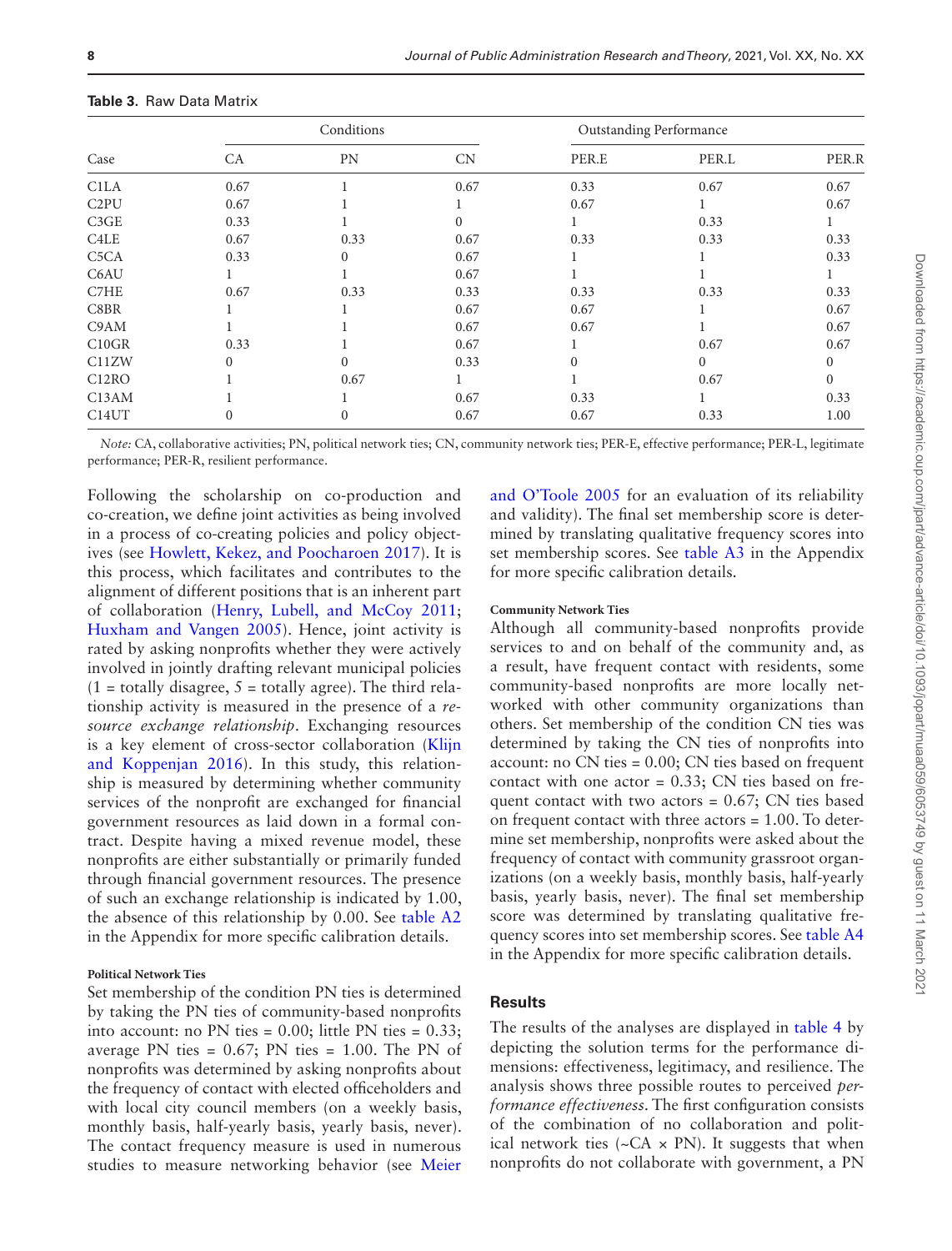**Table 3.** Raw Data Matrix

| Case | Conditions | | | Outstanding Performance | | |
|---|---|---|---|---|---|---|
| | CA | PN | CN | PER.E | PER.L | PER.R |
| C1LA | 0.67 | 1 | 0.67 | 0.33 | 0.67 | 0.67 |
| C2PU | 0.67 | 1 | 1 | 0.67 | 1 | 0.67 |
| C3GE | 0.33 | 1 | 0 | 1 | 0.33 | 1 |
| C4LE | 0.67 | 0.33 | 0.67 | 0.33 | 0.33 | 0.33 |
| C5CA | 0.33 | 0 | 0.67 | 1 | 1 | 0.33 |
| C6AU | 1 | 1 | 0.67 | 1 | 1 | 1 |
| C7HE | 0.67 | 0.33 | 0.33 | 0.33 | 0.33 | 0.33 |
| C8BR | 1 | 1 | 0.67 | 0.67 | 1 | 0.67 |
| C9AM | 1 | 1 | 0.67 | 0.67 | 1 | 0.67 |
| C10GR | 0.33 | 1 | 0.67 | 1 | 0.67 | 0.67 |
| C11ZW | 0 | 0 | 0.33 | 0 | 0 | 0 |
| C12RO | 1 | 0.67 | 1 | 1 | 0.67 | 0 |
| C13AM | 1 | 1 | 0.67 | 0.33 | 1 | 0.33 |
| C14UT | 0 | 0 | 0.67 | 0.67 | 0.33 | 1.00 |

*Note:* CA, collaborative activities; PN, political network ties; CN, community network ties; PER-E, effective performance; PER-L, legitimate performance; PER-R, resilient performance.

Following the scholarship on co-production and co-creation, we define joint activities as being involved in a process of co-creating policies and policy objectives (see Howlett, Kekez, and Poocharoen 2017). It is this process, which facilitates and contributes to the alignment of different positions that is an inherent part of collaboration (Henry, Lubell, and McCoy 2011; Huxham and Vangen 2005). Hence, joint activity is rated by asking nonprofits whether they were actively involved in jointly drafting relevant municipal policies (1 = totally disagree, 5 = totally agree). The third relationship activity is measured in the presence of a *resource exchange relationship*. Exchanging resources is a key element of cross-sector collaboration (Klijn and Koppenjan 2016). In this study, this relationship is measured by determining whether community services of the nonprofit are exchanged for financial government resources as laid down in a formal contract. Despite having a mixed revenue model, these nonprofits are either substantially or primarily funded through financial government resources. The presence of such an exchange relationship is indicated by 1.00, the absence of this relationship by 0.00. See table A2 in the Appendix for more specific calibration details.

#### Political Network Ties

Set membership of the condition PN ties is determined by taking the PN ties of community-based nonprofits into account: no PN ties = 0.00; little PN ties = 0.33; average PN ties = 0.67; PN ties = 1.00. The PN of nonprofits was determined by asking nonprofits about the frequency of contact with elected officeholders and with local city council members (on a weekly basis, monthly basis, half-yearly basis, yearly basis, never). The contact frequency measure is used in numerous studies to measure networking behavior (see Meier and O'Toole 2005 for an evaluation of its reliability and validity). The final set membership score is determined by translating qualitative frequency scores into set membership scores. See table A3 in the Appendix for more specific calibration details.

#### Community Network Ties

Although all community-based nonprofits provide services to and on behalf of the community and, as a result, have frequent contact with residents, some community-based nonprofits are more locally networked with other community organizations than others. Set membership of the condition CN ties was determined by taking the CN ties of nonprofits into account: no CN ties = 0.00; CN ties based on frequent contact with one actor = 0.33; CN ties based on frequent contact with two actors = 0.67; CN ties based on frequent contact with three actors = 1.00. To determine set membership, nonprofits were asked about the frequency of contact with community grassroot organizations (on a weekly basis, monthly basis, half-yearly basis, yearly basis, never). The final set membership score was determined by translating qualitative frequency scores into set membership scores. See table A4 in the Appendix for more specific calibration details.

## Results

The results of the analyses are displayed in table 4 by depicting the solution terms for the performance dimensions: effectiveness, legitimacy, and resilience. The analysis shows three possible routes to perceived *performance effectiveness*. The first configuration consists of the combination of no collaboration and political network ties (~CA × PN). It suggests that when nonprofits do not collaborate with government, a PN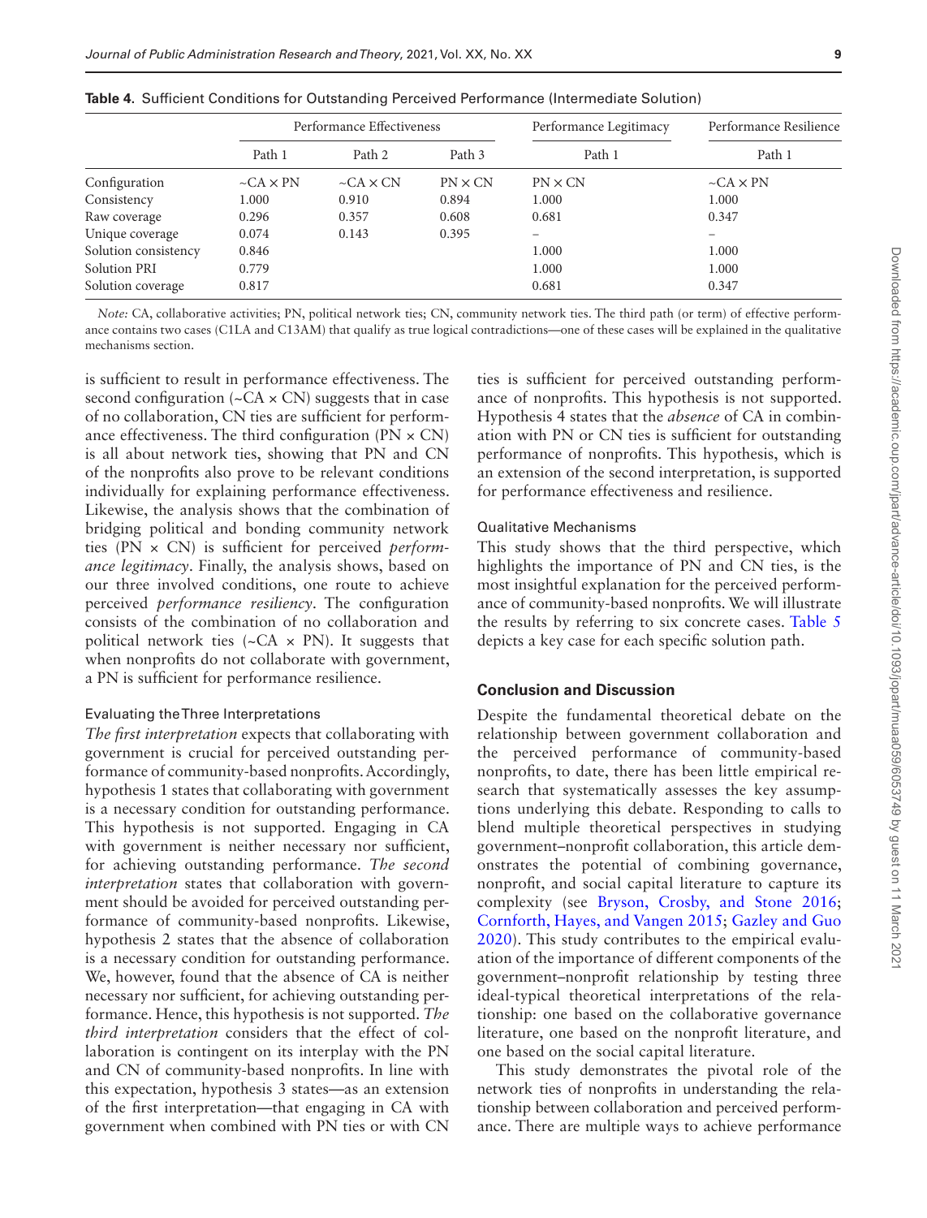**Table 4.** Sufficient Conditions for Outstanding Perceived Performance (Intermediate Solution)

| | Performance Effectiveness | | | Performance Legitimacy | Performance Resilience |
|---|---|---|---|---|---|
| | Path 1 | Path 2 | Path 3 | Path 1 | Path 1 |
| Configuration | ~CA × PN | ~CA × CN | PN × CN | PN × CN | ~CA × PN |
| Consistency | 1.000 | 0.910 | 0.894 | 1.000 | 1.000 |
| Raw coverage | 0.296 | 0.357 | 0.608 | 0.681 | 0.347 |
| Unique coverage | 0.074 | 0.143 | 0.395 | – | – |
| Solution consistency | 0.846 | | | 1.000 | 1.000 |
| Solution PRI | 0.779 | | | 1.000 | 1.000 |
| Solution coverage | 0.817 | | | 0.681 | 0.347 |

*Note:* CA, collaborative activities; PN, political network ties; CN, community network ties. The third path (or term) of effective performance contains two cases (C1LA and C13AM) that qualify as true logical contradictions—one of these cases will be explained in the qualitative mechanisms section.

is sufficient to result in performance effectiveness. The second configuration (~CA × CN) suggests that in case of no collaboration, CN ties are sufficient for performance effectiveness. The third configuration (PN × CN) is all about network ties, showing that PN and CN of the nonprofits also prove to be relevant conditions individually for explaining performance effectiveness. Likewise, the analysis shows that the combination of bridging political and bonding community network ties (PN × CN) is sufficient for perceived *performance legitimacy*. Finally, the analysis shows, based on our three involved conditions, one route to achieve perceived *performance resiliency*. The configuration consists of the combination of no collaboration and political network ties (~CA × PN). It suggests that when nonprofits do not collaborate with government, a PN is sufficient for performance resilience.

### Evaluating the Three Interpretations

*The first interpretation* expects that collaborating with government is crucial for perceived outstanding performance of community-based nonprofits. Accordingly, hypothesis 1 states that collaborating with government is a necessary condition for outstanding performance. This hypothesis is not supported. Engaging in CA with government is neither necessary nor sufficient, for achieving outstanding performance. *The second interpretation* states that collaboration with government should be avoided for perceived outstanding performance of community-based nonprofits. Likewise, hypothesis 2 states that the absence of collaboration is a necessary condition for outstanding performance. We, however, found that the absence of CA is neither necessary nor sufficient, for achieving outstanding performance. Hence, this hypothesis is not supported. *The third interpretation* considers that the effect of collaboration is contingent on its interplay with the PN and CN of community-based nonprofits. In line with this expectation, hypothesis 3 states—as an extension of the first interpretation—that engaging in CA with government when combined with PN ties or with CN ties is sufficient for perceived outstanding performance of nonprofits. This hypothesis is not supported. Hypothesis 4 states that the *absence* of CA in combination with PN or CN ties is sufficient for outstanding performance of nonprofits. This hypothesis, which is an extension of the second interpretation, is supported for performance effectiveness and resilience.

### Qualitative Mechanisms

This study shows that the third perspective, which highlights the importance of PN and CN ties, is the most insightful explanation for the perceived performance of community-based nonprofits. We will illustrate the results by referring to six concrete cases. Table 5 depicts a key case for each specific solution path.

## Conclusion and Discussion

Despite the fundamental theoretical debate on the relationship between government collaboration and the perceived performance of community-based nonprofits, to date, there has been little empirical research that systematically assesses the key assumptions underlying this debate. Responding to calls to blend multiple theoretical perspectives in studying government–nonprofit collaboration, this article demonstrates the potential of combining governance, nonprofit, and social capital literature to capture its complexity (see Bryson, Crosby, and Stone 2016; Cornforth, Hayes, and Vangen 2015; Gazley and Guo 2020). This study contributes to the empirical evaluation of the importance of different components of the government–nonprofit relationship by testing three ideal-typical theoretical interpretations of the relationship: one based on the collaborative governance literature, one based on the nonprofit literature, and one based on the social capital literature.

This study demonstrates the pivotal role of the network ties of nonprofits in understanding the relationship between collaboration and perceived performance. There are multiple ways to achieve performance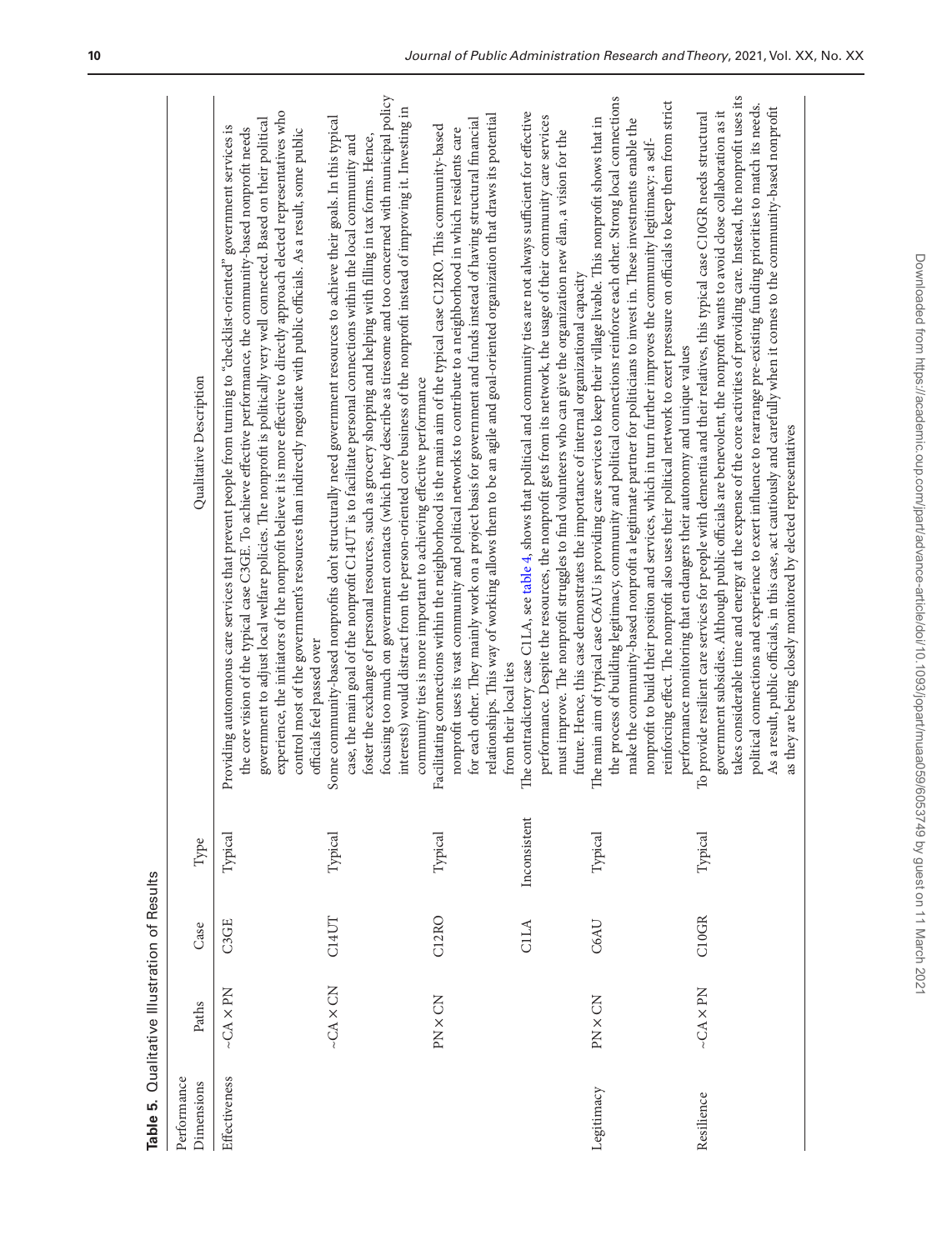**Table 5.** Qualitative Illustration of Results

| Performance Dimensions | Paths | Case | Type | Qualitative Description |
|---|---|---|---|---|
| Effectiveness | ~CA × PN | C3GE | Typical | Providing autonomous care services that prevent people from turning to "checklist-oriented" government services is the core vision of the typical case C3GE. To achieve effective performance, the community-based nonprofit needs government to adjust local welfare policies. The nonprofit is politically very well connected. Based on their political experience, the initiators of the nonprofit believe it is more effective to directly approach elected representatives who control most of the government's resources than indirectly negotiate with public officials. As a result, some public officials feel passed over |
| | ~CA × CN | C14UT | Typical | Some community-based nonprofits don't structurally need government resources to achieve their goals. In this typical case, the main goal of the nonprofit C14UT is to facilitate personal connections within the local community and foster the exchange of personal resources, such as grocery shopping and helping with filling in tax forms. Hence, focusing too much on government contacts (which they describe as tiresome and too concerned with municipal policy interests) would distract from the person-oriented core business of the nonprofit instead of improving it. Investing in community ties is more important to achieving effective performance |
| | PN × CN | C12RO | Typical | Facilitating connections within the neighborhood is the main aim of the typical case C12RO. This community-based nonprofit uses its vast community and political networks to contribute to a neighborhood in which residents care for each other. They mainly work on a project basis for government and funds instead of having structural financial relationships. This way of working allows them to be an agile and goal-oriented organization that draws its potential from their local ties |
| | | C1LA | Inconsistent | The contradictory case C1LA, see table 4, shows that political and community ties are not always sufficient for effective performance. Despite the resources, the nonprofit gets from its network, the usage of their community care services must improve. The nonprofit struggles to find volunteers who can give the organization new élan, a vision for the future. Hence, this case demonstrates the importance of internal organizational capacity |
| Legitimacy | PN × CN | C6AU | Typical | The main aim of typical case C6AU is providing care services to keep their village livable. This nonprofit shows that in the process of building legitimacy, community and political connections reinforce each other. Strong local connections make the community-based nonprofit a legitimate partner for politicians to invest in. These investments enable the nonprofit to build their position and services, which in turn further improves the community legitimacy: a self-reinforcing effect. The nonprofit also uses their political network to exert pressure on officials to keep them from strict performance monitoring that endangers their autonomy and unique values |
| Resilience | ~CA × PN | C10GR | Typical | To provide resilient care services for people with dementia and their relatives, this typical case C10GR needs structural government subsidies. Although public officials are benevolent, the nonprofit wants to avoid close collaboration as it takes considerable time and energy at the expense of the core activities of providing care. Instead, the nonprofit uses its political connections and experience to exert influence to rearrange pre-existing funding priorities to match its needs. As a result, public officials, in this case, act cautiously and carefully when it comes to the community-based nonprofit as they are being closely monitored by elected representatives |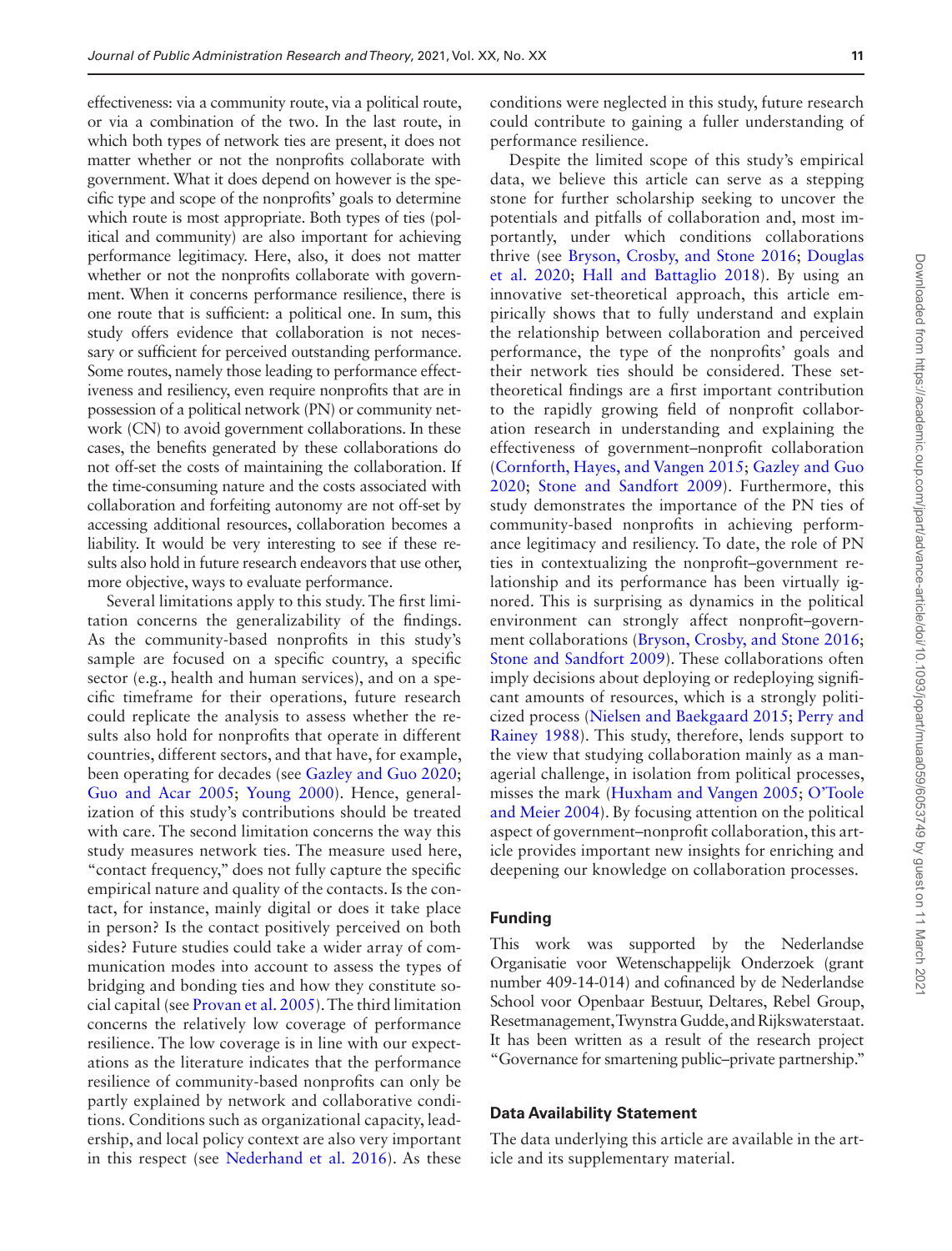effectiveness: via a community route, via a political route, or via a combination of the two. In the last route, in which both types of network ties are present, it does not matter whether or not the nonprofits collaborate with government. What it does depend on however is the specific type and scope of the nonprofits' goals to determine which route is most appropriate. Both types of ties (political and community) are also important for achieving performance legitimacy. Here, also, it does not matter whether or not the nonprofits collaborate with government. When it concerns performance resilience, there is one route that is sufficient: a political one. In sum, this study offers evidence that collaboration is not necessary or sufficient for perceived outstanding performance. Some routes, namely those leading to performance effectiveness and resiliency, even require nonprofits that are in possession of a political network (PN) or community network (CN) to avoid government collaborations. In these cases, the benefits generated by these collaborations do not off-set the costs of maintaining the collaboration. If the time-consuming nature and the costs associated with collaboration and forfeiting autonomy are not off-set by accessing additional resources, collaboration becomes a liability. It would be very interesting to see if these results also hold in future research endeavors that use other, more objective, ways to evaluate performance.

Several limitations apply to this study. The first limitation concerns the generalizability of the findings. As the community-based nonprofits in this study's sample are focused on a specific country, a specific sector (e.g., health and human services), and on a specific timeframe for their operations, future research could replicate the analysis to assess whether the results also hold for nonprofits that operate in different countries, different sectors, and that have, for example, been operating for decades (see Gazley and Guo 2020; Guo and Acar 2005; Young 2000). Hence, generalization of this study's contributions should be treated with care. The second limitation concerns the way this study measures network ties. The measure used here, "contact frequency," does not fully capture the specific empirical nature and quality of the contacts. Is the contact, for instance, mainly digital or does it take place in person? Is the contact positively perceived on both sides? Future studies could take a wider array of communication modes into account to assess the types of bridging and bonding ties and how they constitute social capital (see Provan et al. 2005). The third limitation concerns the relatively low coverage of performance resilience. The low coverage is in line with our expectations as the literature indicates that the performance resilience of community-based nonprofits can only be partly explained by network and collaborative conditions. Conditions such as organizational capacity, leadership, and local policy context are also very important in this respect (see Nederhand et al. 2016). As these conditions were neglected in this study, future research could contribute to gaining a fuller understanding of performance resilience.

Despite the limited scope of this study's empirical data, we believe this article can serve as a stepping stone for further scholarship seeking to uncover the potentials and pitfalls of collaboration and, most importantly, under which conditions collaborations thrive (see Bryson, Crosby, and Stone 2016; Douglas et al. 2020; Hall and Battaglio 2018). By using an innovative set-theoretical approach, this article empirically shows that to fully understand and explain the relationship between collaboration and perceived performance, the type of the nonprofits' goals and their network ties should be considered. These set-theoretical findings are a first important contribution to the rapidly growing field of nonprofit collaboration research in understanding and explaining the effectiveness of government–nonprofit collaboration (Cornforth, Hayes, and Vangen 2015; Gazley and Guo 2020; Stone and Sandfort 2009). Furthermore, this study demonstrates the importance of the PN ties of community-based nonprofits in achieving performance legitimacy and resiliency. To date, the role of PN ties in contextualizing the nonprofit–government relationship and its performance has been virtually ignored. This is surprising as dynamics in the political environment can strongly affect nonprofit–government collaborations (Bryson, Crosby, and Stone 2016; Stone and Sandfort 2009). These collaborations often imply decisions about deploying or redeploying significant amounts of resources, which is a strongly politicized process (Nielsen and Baekgaard 2015; Perry and Rainey 1988). This study, therefore, lends support to the view that studying collaboration mainly as a managerial challenge, in isolation from political processes, misses the mark (Huxham and Vangen 2005; O'Toole and Meier 2004). By focusing attention on the political aspect of government–nonprofit collaboration, this article provides important new insights for enriching and deepening our knowledge on collaboration processes.

## Funding

This work was supported by the Nederlandse Organisatie voor Wetenschappelijk Onderzoek (grant number 409-14-014) and cofinanced by de Nederlandse School voor Openbaar Bestuur, Deltares, Rebel Group, Resetmanagement, Twynstra Gudde, and Rijkswaterstaat. It has been written as a result of the research project "Governance for smartening public–private partnership."

## Data Availability Statement

The data underlying this article are available in the article and its supplementary material.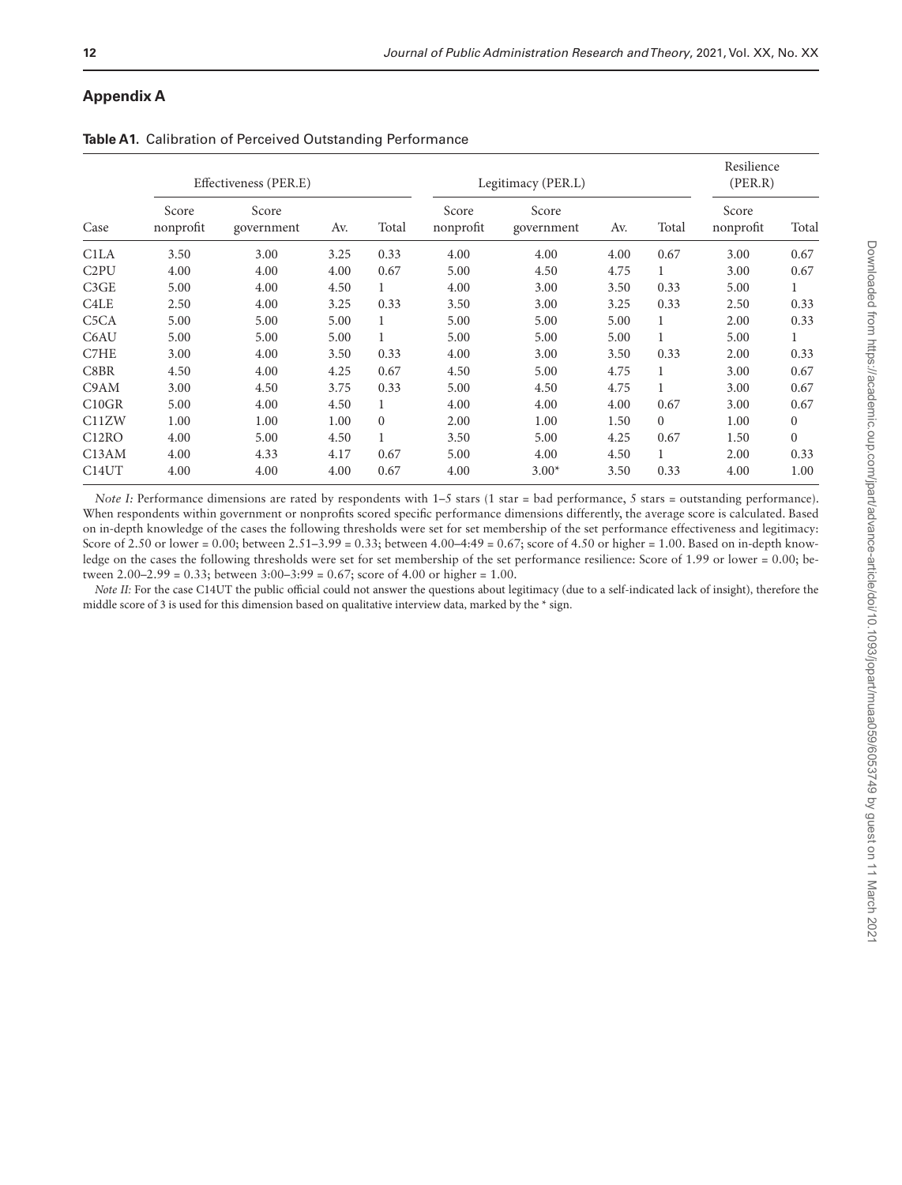## Appendix A

**Table A1.** Calibration of Perceived Outstanding Performance

| Case | Effectiveness (PER.E) | | | | Legitimacy (PER.L) | | | | Resilience (PER.R) | |
|---|---|---|---|---|---|---|---|---|---|---|
| | Score nonprofit | Score government | Av. | Total | Score nonprofit | Score government | Av. | Total | Score nonprofit | Total |
| C1LA | 3.50 | 3.00 | 3.25 | 0.33 | 4.00 | 4.00 | 4.00 | 0.67 | 3.00 | 0.67 |
| C2PU | 4.00 | 4.00 | 4.00 | 0.67 | 5.00 | 4.50 | 4.75 | 1 | 3.00 | 0.67 |
| C3GE | 5.00 | 4.00 | 4.50 | 1 | 4.00 | 3.00 | 3.50 | 0.33 | 5.00 | 1 |
| C4LE | 2.50 | 4.00 | 3.25 | 0.33 | 3.50 | 3.00 | 3.25 | 0.33 | 2.50 | 0.33 |
| C5CA | 5.00 | 5.00 | 5.00 | 1 | 5.00 | 5.00 | 5.00 | 1 | 2.00 | 0.33 |
| C6AU | 5.00 | 5.00 | 5.00 | 1 | 5.00 | 5.00 | 5.00 | 1 | 5.00 | 1 |
| C7HE | 3.00 | 4.00 | 3.50 | 0.33 | 4.00 | 3.00 | 3.50 | 0.33 | 2.00 | 0.33 |
| C8BR | 4.50 | 4.00 | 4.25 | 0.67 | 4.50 | 5.00 | 4.75 | 1 | 3.00 | 0.67 |
| C9AM | 3.00 | 4.50 | 3.75 | 0.33 | 5.00 | 4.50 | 4.75 | 1 | 3.00 | 0.67 |
| C10GR | 5.00 | 4.00 | 4.50 | 1 | 4.00 | 4.00 | 4.00 | 0.67 | 3.00 | 0.67 |
| C11ZW | 1.00 | 1.00 | 1.00 | 0 | 2.00 | 1.00 | 1.50 | 0 | 1.00 | 0 |
| C12RO | 4.00 | 5.00 | 4.50 | 1 | 3.50 | 5.00 | 4.25 | 0.67 | 1.50 | 0 |
| C13AM | 4.00 | 4.33 | 4.17 | 0.67 | 5.00 | 4.00 | 4.50 | 1 | 2.00 | 0.33 |
| C14UT | 4.00 | 4.00 | 4.00 | 0.67 | 4.00 | 3.00* | 3.50 | 0.33 | 4.00 | 1.00 |

*Note I:* Performance dimensions are rated by respondents with 1–5 stars (1 star = bad performance, 5 stars = outstanding performance). When respondents within government or nonprofits scored specific performance dimensions differently, the average score is calculated. Based on in-depth knowledge of the cases the following thresholds were set for set membership of the set performance effectiveness and legitimacy: Score of 2.50 or lower = 0.00; between 2.51–3.99 = 0.33; between 4.00–4:49 = 0.67; score of 4.50 or higher = 1.00. Based on in-depth knowledge on the cases the following thresholds were set for set membership of the set performance resilience: Score of 1.99 or lower = 0.00; between 2.00–2.99 = 0.33; between 3:00–3:99 = 0.67; score of 4.00 or higher = 1.00.

*Note II:* For the case C14UT the public official could not answer the questions about legitimacy (due to a self-indicated lack of insight), therefore the middle score of 3 is used for this dimension based on qualitative interview data, marked by the * sign.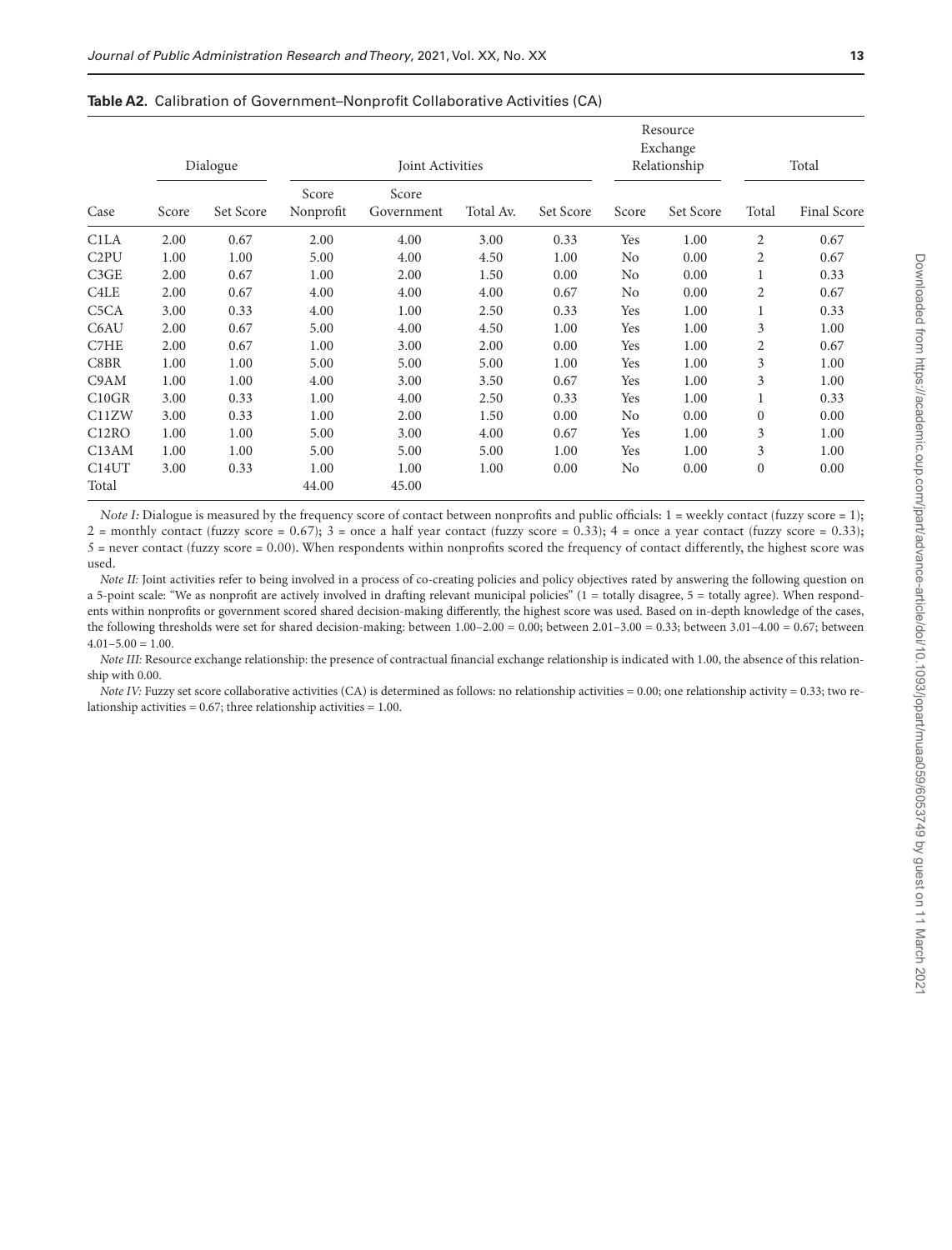**Table A2**. Calibration of Government–Nonprofit Collaborative Activities (CA)

| | Dialogue | | Joint Activities | | | | Resource Exchange Relationship | | Total | |
|---|---|---|---|---|---|---|---|---|---|---|
| Case | Score | Set Score | Score Nonprofit | Score Government | Total Av. | Set Score | Score | Set Score | Total | Final Score |
| C1LA | 2.00 | 0.67 | 2.00 | 4.00 | 3.00 | 0.33 | Yes | 1.00 | 2 | 0.67 |
| C2PU | 1.00 | 1.00 | 5.00 | 4.00 | 4.50 | 1.00 | No | 0.00 | 2 | 0.67 |
| C3GE | 2.00 | 0.67 | 1.00 | 2.00 | 1.50 | 0.00 | No | 0.00 | 1 | 0.33 |
| C4LE | 2.00 | 0.67 | 4.00 | 4.00 | 4.00 | 0.67 | No | 0.00 | 2 | 0.67 |
| C5CA | 3.00 | 0.33 | 4.00 | 1.00 | 2.50 | 0.33 | Yes | 1.00 | 1 | 0.33 |
| C6AU | 2.00 | 0.67 | 5.00 | 4.00 | 4.50 | 1.00 | Yes | 1.00 | 3 | 1.00 |
| C7HE | 2.00 | 0.67 | 1.00 | 3.00 | 2.00 | 0.00 | Yes | 1.00 | 2 | 0.67 |
| C8BR | 1.00 | 1.00 | 5.00 | 5.00 | 5.00 | 1.00 | Yes | 1.00 | 3 | 1.00 |
| C9AM | 1.00 | 1.00 | 4.00 | 3.00 | 3.50 | 0.67 | Yes | 1.00 | 3 | 1.00 |
| C10GR | 3.00 | 0.33 | 1.00 | 4.00 | 2.50 | 0.33 | Yes | 1.00 | 1 | 0.33 |
| C11ZW | 3.00 | 0.33 | 1.00 | 2.00 | 1.50 | 0.00 | No | 0.00 | 0 | 0.00 |
| C12RO | 1.00 | 1.00 | 5.00 | 3.00 | 4.00 | 0.67 | Yes | 1.00 | 3 | 1.00 |
| C13AM | 1.00 | 1.00 | 5.00 | 5.00 | 5.00 | 1.00 | Yes | 1.00 | 3 | 1.00 |
| C14UT | 3.00 | 0.33 | 1.00 | 1.00 | 1.00 | 0.00 | No | 0.00 | 0 | 0.00 |
| Total | | | 44.00 | 45.00 | | | | | | |

*Note I:* Dialogue is measured by the frequency score of contact between nonprofits and public officials: 1 = weekly contact (fuzzy score = 1); 2 = monthly contact (fuzzy score = 0.67); 3 = once a half year contact (fuzzy score = 0.33); 4 = once a year contact (fuzzy score = 0.33); 5 = never contact (fuzzy score = 0.00). When respondents within nonprofits scored the frequency of contact differently, the highest score was used.

*Note II:* Joint activities refer to being involved in a process of co-creating policies and policy objectives rated by answering the following question on a 5-point scale: "We as nonprofit are actively involved in drafting relevant municipal policies" (1 = totally disagree, 5 = totally agree). When respondents within nonprofits or government scored shared decision-making differently, the highest score was used. Based on in-depth knowledge of the cases, the following thresholds were set for shared decision-making: between 1.00–2.00 = 0.00; between 2.01–3.00 = 0.33; between 3.01–4.00 = 0.67; between 4.01–5.00 = 1.00.

*Note III:* Resource exchange relationship: the presence of contractual financial exchange relationship is indicated with 1.00, the absence of this relationship with 0.00.

*Note IV:* Fuzzy set score collaborative activities (CA) is determined as follows: no relationship activities = 0.00; one relationship activity = 0.33; two relationship activities = 0.67; three relationship activities = 1.00.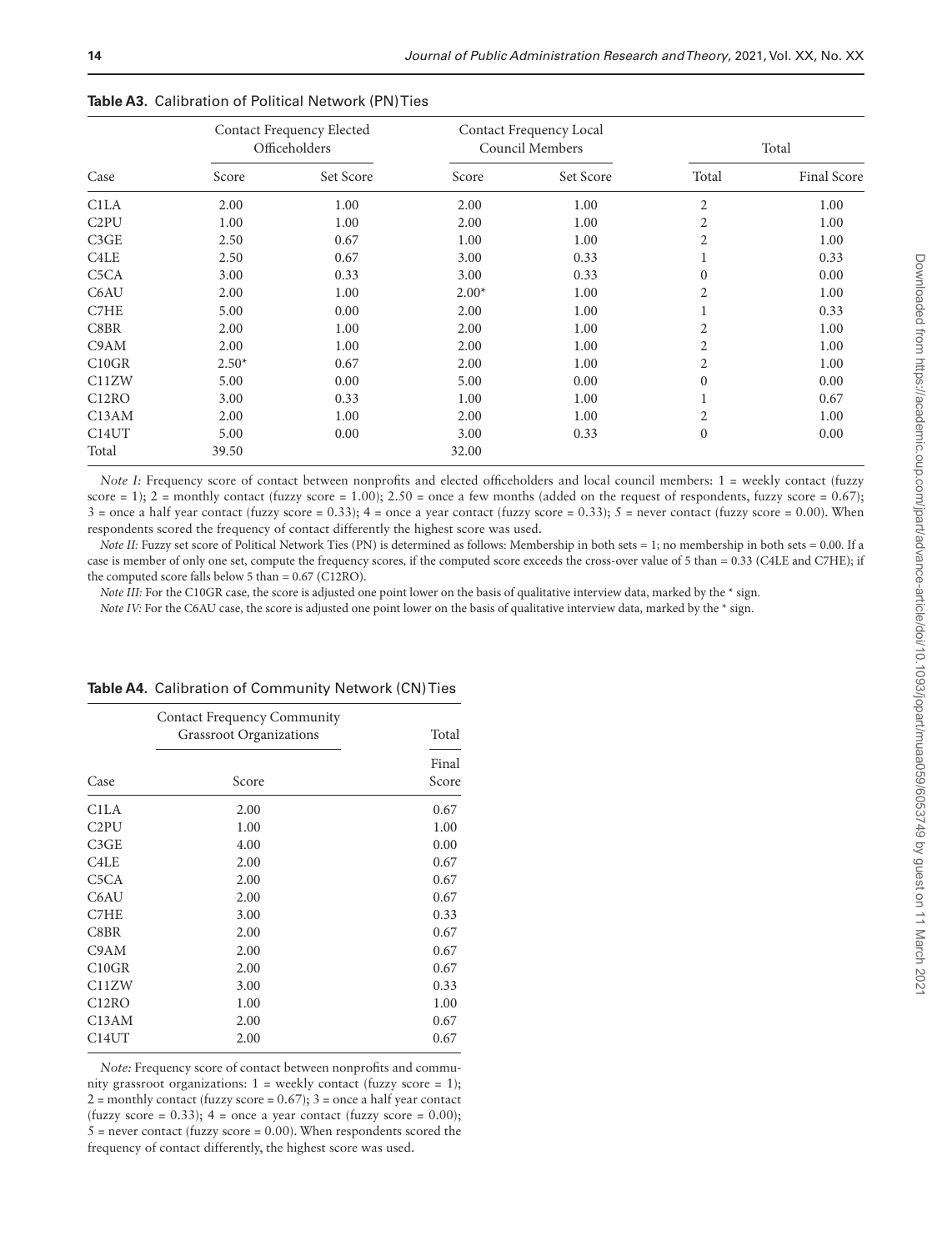**Table A3.** Calibration of Political Network (PN) Ties

| Case | Contact Frequency Elected Officeholders | | Contact Frequency Local Council Members | | Total | |
|---|---|---|---|---|---|---|
| | Score | Set Score | Score | Set Score | Total | Final Score |
| C1LA | 2.00 | 1.00 | 2.00 | 1.00 | 2 | 1.00 |
| C2PU | 1.00 | 1.00 | 2.00 | 1.00 | 2 | 1.00 |
| C3GE | 2.50 | 0.67 | 1.00 | 1.00 | 2 | 1.00 |
| C4LE | 2.50 | 0.67 | 3.00 | 0.33 | 1 | 0.33 |
| C5CA | 3.00 | 0.33 | 3.00 | 0.33 | 0 | 0.00 |
| C6AU | 2.00 | 1.00 | 2.00* | 1.00 | 2 | 1.00 |
| C7HE | 5.00 | 0.00 | 2.00 | 1.00 | 1 | 0.33 |
| C8BR | 2.00 | 1.00 | 2.00 | 1.00 | 2 | 1.00 |
| C9AM | 2.00 | 1.00 | 2.00 | 1.00 | 2 | 1.00 |
| C10GR | 2.50* | 0.67 | 2.00 | 1.00 | 2 | 1.00 |
| C11ZW | 5.00 | 0.00 | 5.00 | 0.00 | 0 | 0.00 |
| C12RO | 3.00 | 0.33 | 1.00 | 1.00 | 1 | 0.67 |
| C13AM | 2.00 | 1.00 | 2.00 | 1.00 | 2 | 1.00 |
| C14UT | 5.00 | 0.00 | 3.00 | 0.33 | 0 | 0.00 |
| Total | 39.50 | | 32.00 | | | |

*Note I:* Frequency score of contact between nonprofits and elected officeholders and local council members: 1 = weekly contact (fuzzy score = 1); 2 = monthly contact (fuzzy score = 1.00); 2.50 = once a few months (added on the request of respondents, fuzzy score = 0.67); 3 = once a half year contact (fuzzy score = 0.33); 4 = once a year contact (fuzzy score = 0.33); 5 = never contact (fuzzy score = 0.00). When respondents scored the frequency of contact differently the highest score was used.

*Note II:* Fuzzy set score of Political Network Ties (PN) is determined as follows: Membership in both sets = 1; no membership in both sets = 0.00. If a case is member of only one set, compute the frequency scores, if the computed score exceeds the cross-over value of 5 than = 0.33 (C4LE and C7HE); if the computed score falls below 5 than = 0.67 (C12RO).

*Note III:* For the C10GR case, the score is adjusted one point lower on the basis of qualitative interview data, marked by the * sign.

*Note IV:* For the C6AU case, the score is adjusted one point lower on the basis of qualitative interview data, marked by the * sign.

**Table A4.** Calibration of Community Network (CN) Ties

| Case | Contact Frequency Community Grassroot Organizations | Total |
|---|---|---|
| | Score | Final Score |
| C1LA | 2.00 | 0.67 |
| C2PU | 1.00 | 1.00 |
| C3GE | 4.00 | 0.00 |
| C4LE | 2.00 | 0.67 |
| C5CA | 2.00 | 0.67 |
| C6AU | 2.00 | 0.67 |
| C7HE | 3.00 | 0.33 |
| C8BR | 2.00 | 0.67 |
| C9AM | 2.00 | 0.67 |
| C10GR | 2.00 | 0.67 |
| C11ZW | 3.00 | 0.33 |
| C12RO | 1.00 | 1.00 |
| C13AM | 2.00 | 0.67 |
| C14UT | 2.00 | 0.67 |

*Note:* Frequency score of contact between nonprofits and community grassroot organizations: 1 = weekly contact (fuzzy score = 1); 2 = monthly contact (fuzzy score = 0.67); 3 = once a half year contact (fuzzy score = 0.33); 4 = once a year contact (fuzzy score = 0.00); 5 = never contact (fuzzy score = 0.00). When respondents scored the frequency of contact differently, the highest score was used.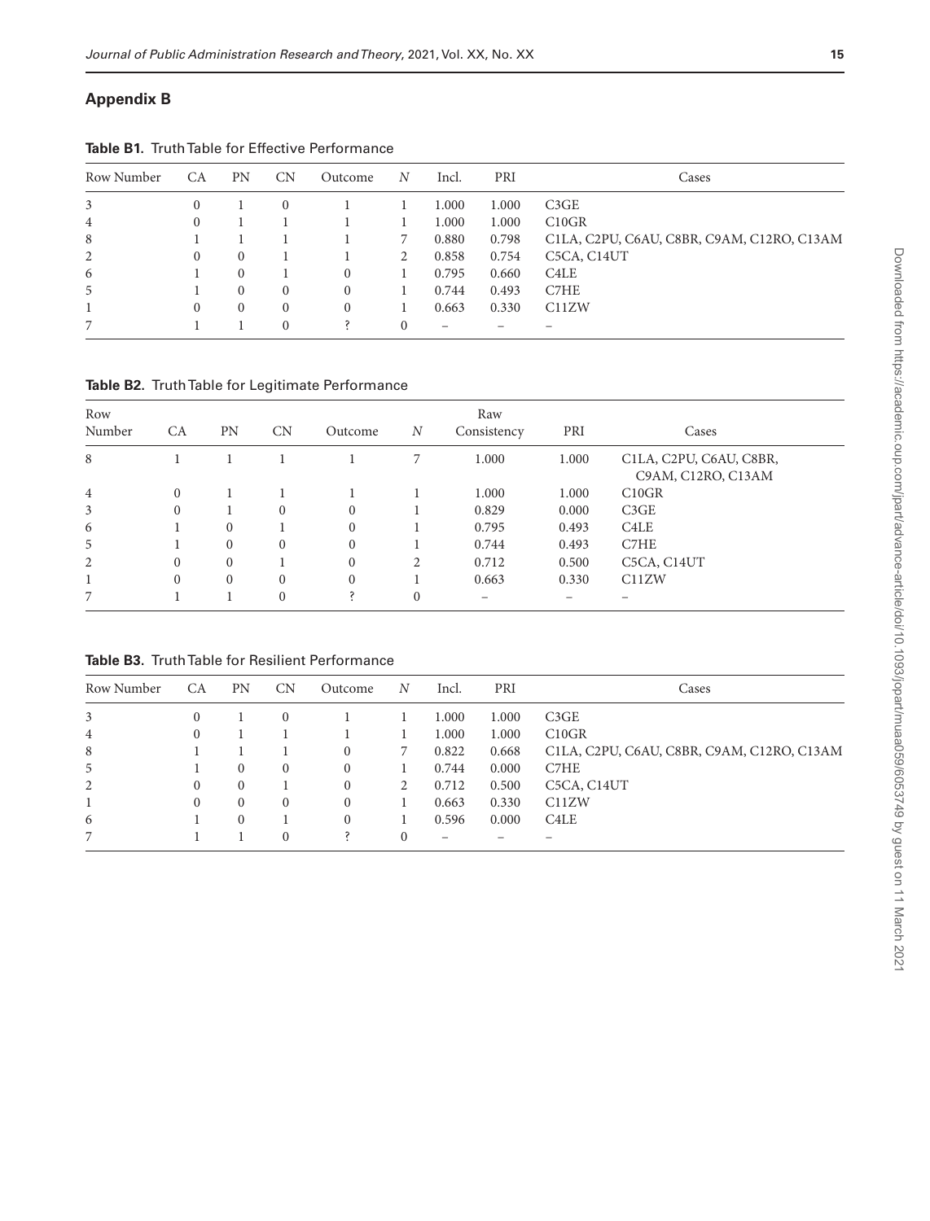## Appendix B

**Table B1.** Truth Table for Effective Performance

| Row Number | CA | PN | CN | Outcome | *N* | Incl. | PRI | Cases |
|---|---|---|---|---|---|---|---|---|
| 3 | 0 | 1 | 0 | 1 | 1 | 1.000 | 1.000 | C3GE |
| 4 | 0 | 1 | 1 | 1 | 1 | 1.000 | 1.000 | C10GR |
| 8 | 1 | 1 | 1 | 1 | 7 | 0.880 | 0.798 | C1LA, C2PU, C6AU, C8BR, C9AM, C12RO, C13AM |
| 2 | 0 | 0 | 1 | 1 | 2 | 0.858 | 0.754 | C5CA, C14UT |
| 6 | 1 | 0 | 1 | 0 | 1 | 0.795 | 0.660 | C4LE |
| 5 | 1 | 0 | 0 | 0 | 1 | 0.744 | 0.493 | C7HE |
| 1 | 0 | 0 | 0 | 0 | 1 | 0.663 | 0.330 | C11ZW |
| 7 | 1 | 1 | 0 | ? | 0 | – | – | – |

**Table B2.** Truth Table for Legitimate Performance

| Row Number | CA | PN | CN | Outcome | *N* | Raw Consistency | PRI | Cases |
|---|---|---|---|---|---|---|---|---|
| 8 | 1 | 1 | 1 | 1 | 7 | 1.000 | 1.000 | C1LA, C2PU, C6AU, C8BR, C9AM, C12RO, C13AM |
| 4 | 0 | 1 | 1 | 1 | 1 | 1.000 | 1.000 | C10GR |
| 3 | 0 | 1 | 0 | 0 | 1 | 0.829 | 0.000 | C3GE |
| 6 | 1 | 0 | 1 | 0 | 1 | 0.795 | 0.493 | C4LE |
| 5 | 1 | 0 | 0 | 0 | 1 | 0.744 | 0.493 | C7HE |
| 2 | 0 | 0 | 1 | 0 | 2 | 0.712 | 0.500 | C5CA, C14UT |
| 1 | 0 | 0 | 0 | 0 | 1 | 0.663 | 0.330 | C11ZW |
| 7 | 1 | 1 | 0 | ? | 0 | – | – | – |

**Table B3.** Truth Table for Resilient Performance

| Row Number | CA | PN | CN | Outcome | *N* | Incl. | PRI | Cases |
|---|---|---|---|---|---|---|---|---|
| 3 | 0 | 1 | 0 | 1 | 1 | 1.000 | 1.000 | C3GE |
| 4 | 0 | 1 | 1 | 1 | 1 | 1.000 | 1.000 | C10GR |
| 8 | 1 | 1 | 1 | 0 | 7 | 0.822 | 0.668 | C1LA, C2PU, C6AU, C8BR, C9AM, C12RO, C13AM |
| 5 | 1 | 0 | 0 | 0 | 1 | 0.744 | 0.000 | C7HE |
| 2 | 0 | 0 | 1 | 0 | 2 | 0.712 | 0.500 | C5CA, C14UT |
| 1 | 0 | 0 | 0 | 0 | 1 | 0.663 | 0.330 | C11ZW |
| 6 | 1 | 0 | 1 | 0 | 1 | 0.596 | 0.000 | C4LE |
| 7 | 1 | 1 | 0 | ? | 0 | – | – | – |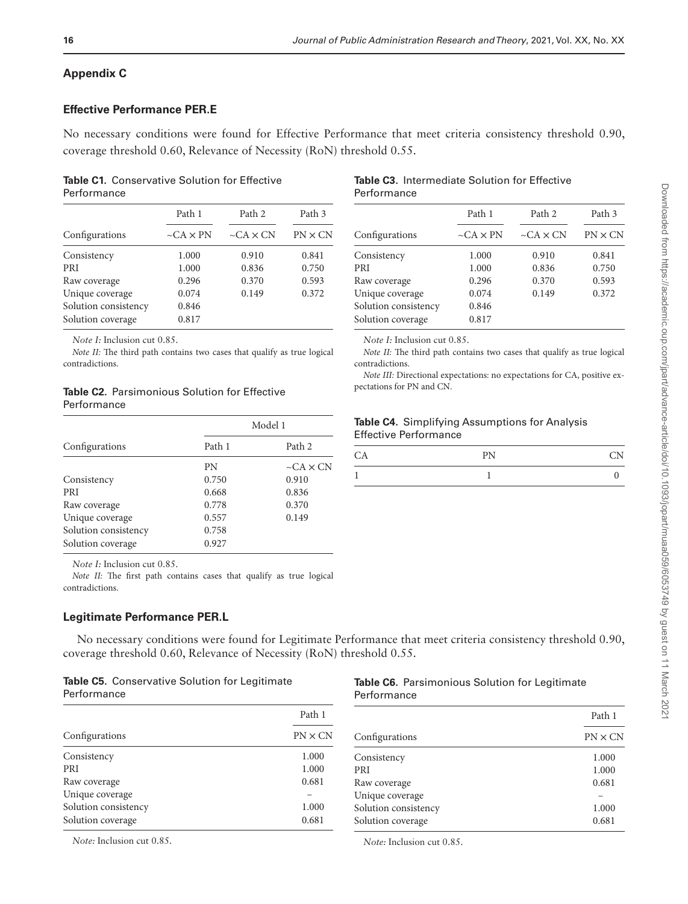## Appendix C

### Effective Performance PER.E

No necessary conditions were found for Effective Performance that meet criteria consistency threshold 0.90, coverage threshold 0.60, Relevance of Necessity (RoN) threshold 0.55.

**Table C1.** Conservative Solution for Effective Performance

| | Path 1 | Path 2 | Path 3 |
|---|---|---|---|
| Configurations | ~CA × PN | ~CA × CN | PN × CN |
| Consistency | 1.000 | 0.910 | 0.841 |
| PRI | 1.000 | 0.836 | 0.750 |
| Raw coverage | 0.296 | 0.370 | 0.593 |
| Unique coverage | 0.074 | 0.149 | 0.372 |
| Solution consistency | 0.846 | | |
| Solution coverage | 0.817 | | |

*Note I:* Inclusion cut 0.85.

*Note II:* The third path contains two cases that qualify as true logical contradictions.

**Table C2.** Parsimonious Solution for Effective Performance

| | Model 1 | |
|---|---|---|
| Configurations | Path 1 | Path 2 |
| | PN | ~CA × CN |
| Consistency | 0.750 | 0.910 |
| PRI | 0.668 | 0.836 |
| Raw coverage | 0.778 | 0.370 |
| Unique coverage | 0.557 | 0.149 |
| Solution consistency | 0.758 | |
| Solution coverage | 0.927 | |

*Note I:* Inclusion cut 0.85.

*Note II:* The first path contains cases that qualify as true logical contradictions.

**Table C3.** Intermediate Solution for Effective Performance

| | Path 1 | Path 2 | Path 3 |
|---|---|---|---|
| Configurations | ~CA × PN | ~CA × CN | PN × CN |
| Consistency | 1.000 | 0.910 | 0.841 |
| PRI | 1.000 | 0.836 | 0.750 |
| Raw coverage | 0.296 | 0.370 | 0.593 |
| Unique coverage | 0.074 | 0.149 | 0.372 |
| Solution consistency | 0.846 | | |
| Solution coverage | 0.817 | | |

*Note I:* Inclusion cut 0.85.

*Note II:* The third path contains two cases that qualify as true logical contradictions.

*Note III:* Directional expectations: no expectations for CA, positive expectations for PN and CN.

**Table C4.** Simplifying Assumptions for Analysis Effective Performance

| CA | PN | CN |
|---|---|---|
| 1 | 1 | 0 |

### Legitimate Performance PER.L

No necessary conditions were found for Legitimate Performance that meet criteria consistency threshold 0.90, coverage threshold 0.60, Relevance of Necessity (RoN) threshold 0.55.

**Table C5.** Conservative Solution for Legitimate Performance

| | Path 1 |
|---|---|
| Configurations | PN × CN |
| Consistency | 1.000 |
| PRI | 1.000 |
| Raw coverage | 0.681 |
| Unique coverage | – |
| Solution consistency | 1.000 |
| Solution coverage | 0.681 |

*Note:* Inclusion cut 0.85.

**Table C6.** Parsimonious Solution for Legitimate Performance

| | Path 1 |
|---|---|
| Configurations | PN × CN |
| Consistency | 1.000 |
| PRI | 1.000 |
| Raw coverage | 0.681 |
| Unique coverage | – |
| Solution consistency | 1.000 |
| Solution coverage | 0.681 |

*Note:* Inclusion cut 0.85.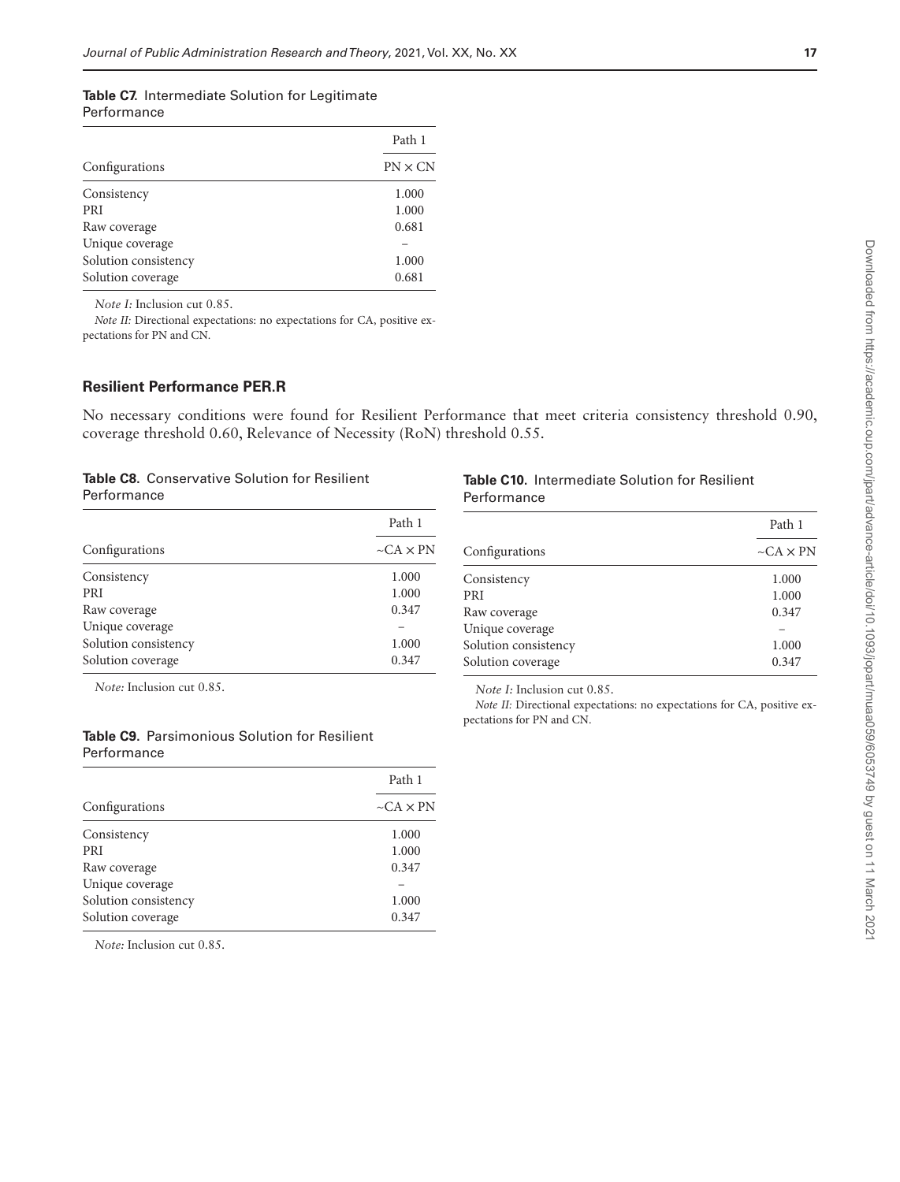**Table C7.** Intermediate Solution for Legitimate Performance

| | Path 1 |
|---|---|
| Configurations | PN × CN |
| Consistency | 1.000 |
| PRI | 1.000 |
| Raw coverage | 0.681 |
| Unique coverage | – |
| Solution consistency | 1.000 |
| Solution coverage | 0.681 |

*Note I:* Inclusion cut 0.85.

*Note II:* Directional expectations: no expectations for CA, positive expectations for PN and CN.

### Resilient Performance PER.R

No necessary conditions were found for Resilient Performance that meet criteria consistency threshold 0.90, coverage threshold 0.60, Relevance of Necessity (RoN) threshold 0.55.

**Table C8.** Conservative Solution for Resilient Performance

| | Path 1 |
|---|---|
| Configurations | ~CA × PN |
| Consistency | 1.000 |
| PRI | 1.000 |
| Raw coverage | 0.347 |
| Unique coverage | – |
| Solution consistency | 1.000 |
| Solution coverage | 0.347 |

*Note:* Inclusion cut 0.85.

**Table C9.** Parsimonious Solution for Resilient Performance

| | Path 1 |
|---|---|
| Configurations | ~CA × PN |
| Consistency | 1.000 |
| PRI | 1.000 |
| Raw coverage | 0.347 |
| Unique coverage | – |
| Solution consistency | 1.000 |
| Solution coverage | 0.347 |

*Note:* Inclusion cut 0.85.

**Table C10.** Intermediate Solution for Resilient Performance

| | Path 1 |
|---|---|
| Configurations | ~CA × PN |
| Consistency | 1.000 |
| PRI | 1.000 |
| Raw coverage | 0.347 |
| Unique coverage | – |
| Solution consistency | 1.000 |
| Solution coverage | 0.347 |

*Note I:* Inclusion cut 0.85.

*Note II:* Directional expectations: no expectations for CA, positive expectations for PN and CN.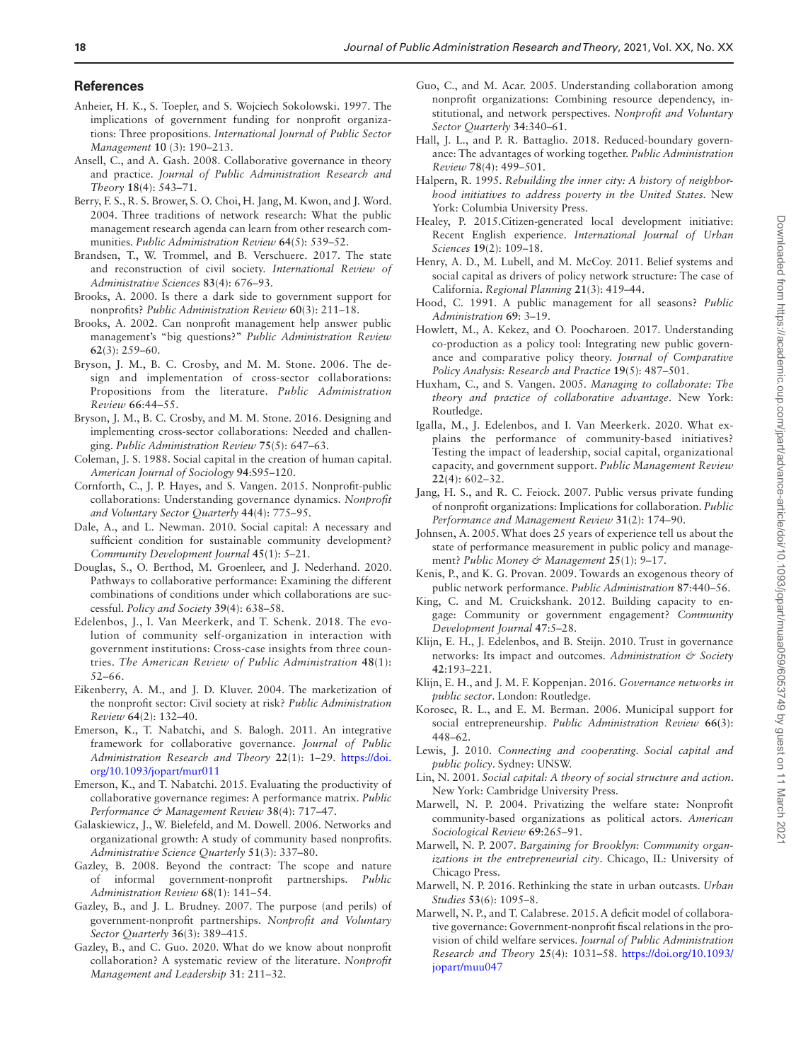## References

Anheier, H. K., S. Toepler, and S. Wojciech Sokolowski. 1997. The implications of government funding for nonprofit organizations: Three propositions. *International Journal of Public Sector Management* **10** (3): 190–213.

Ansell, C., and A. Gash. 2008. Collaborative governance in theory and practice. *Journal of Public Administration Research and Theory* **18**(4): 543–71.

Berry, F. S., R. S. Brower, S. O. Choi, H. Jang, M. Kwon, and J. Word. 2004. Three traditions of network research: What the public management research agenda can learn from other research communities. *Public Administration Review* **64**(5): 539–52.

Brandsen, T., W. Trommel, and B. Verschuere. 2017. The state and reconstruction of civil society. *International Review of Administrative Sciences* **83**(4): 676–93.

Brooks, A. 2000. Is there a dark side to government support for nonprofits? *Public Administration Review* **60**(3): 211–18.

Brooks, A. 2002. Can nonprofit management help answer public management's "big questions?" *Public Administration Review* **62**(3): 259–60.

Bryson, J. M., B. C. Crosby, and M. M. Stone. 2006. The design and implementation of cross-sector collaborations: Propositions from the literature. *Public Administration Review* **66**:44–55.

Bryson, J. M., B. C. Crosby, and M. M. Stone. 2016. Designing and implementing cross-sector collaborations: Needed and challenging. *Public Administration Review* **75**(5): 647–63.

Coleman, J. S. 1988. Social capital in the creation of human capital. *American Journal of Sociology* **94**:S95–120.

Cornforth, C., J. P. Hayes, and S. Vangen. 2015. Nonprofit-public collaborations: Understanding governance dynamics. *Nonprofit and Voluntary Sector Quarterly* **44**(4): 775–95.

Dale, A., and L. Newman. 2010. Social capital: A necessary and sufficient condition for sustainable community development? *Community Development Journal* **45**(1): 5–21.

Douglas, S., O. Berthod, M. Groenleer, and J. Nederhand. 2020. Pathways to collaborative performance: Examining the different combinations of conditions under which collaborations are successful. *Policy and Society* **39**(4): 638–58.

Edelenbos, J., I. Van Meerkerk, and T. Schenk. 2018. The evolution of community self-organization in interaction with government institutions: Cross-case insights from three countries. *The American Review of Public Administration* **48**(1): 52–66.

Eikenberry, A. M., and J. D. Kluver. 2004. The marketization of the nonprofit sector: Civil society at risk? *Public Administration Review* **64**(2): 132–40.

Emerson, K., T. Nabatchi, and S. Balogh. 2011. An integrative framework for collaborative governance. *Journal of Public Administration Research and Theory* **22**(1): 1–29. https://doi.org/10.1093/jopart/mur011

Emerson, K., and T. Nabatchi. 2015. Evaluating the productivity of collaborative governance regimes: A performance matrix. *Public Performance & Management Review* **38**(4): 717–47.

Galaskiewicz, J., W. Bielefeld, and M. Dowell. 2006. Networks and organizational growth: A study of community based nonprofits. *Administrative Science Quarterly* **51**(3): 337–80.

Gazley, B. 2008. Beyond the contract: The scope and nature of informal government-nonprofit partnerships. *Public Administration Review* **68**(1): 141–54.

Gazley, B., and J. L. Brudney. 2007. The purpose (and perils) of government-nonprofit partnerships. *Nonprofit and Voluntary Sector Quarterly* **36**(3): 389–415.

Gazley, B., and C. Guo. 2020. What do we know about nonprofit collaboration? A systematic review of the literature. *Nonprofit Management and Leadership* **31**: 211–32.

Guo, C., and M. Acar. 2005. Understanding collaboration among nonprofit organizations: Combining resource dependency, institutional, and network perspectives. *Nonprofit and Voluntary Sector Quarterly* **34**:340–61.

Hall, J. L., and P. R. Battaglio. 2018. Reduced-boundary governance: The advantages of working together. *Public Administration Review* **78**(4): 499–501.

Halpern, R. 1995. *Rebuilding the inner city: A history of neighborhood initiatives to address poverty in the United States*. New York: Columbia University Press.

Healey, P. 2015.Citizen-generated local development initiative: Recent English experience. *International Journal of Urban Sciences* **19**(2): 109–18.

Henry, A. D., M. Lubell, and M. McCoy. 2011. Belief systems and social capital as drivers of policy network structure: The case of California. *Regional Planning* **21**(3): 419–44.

Hood, C. 1991. A public management for all seasons? *Public Administration* **69**: 3–19.

Howlett, M., A. Kekez, and O. Poocharoen. 2017. Understanding co-production as a policy tool: Integrating new public governance and comparative policy theory. *Journal of Comparative Policy Analysis: Research and Practice* **19**(5): 487–501.

Huxham, C., and S. Vangen. 2005. *Managing to collaborate: The theory and practice of collaborative advantage*. New York: Routledge.

Igalla, M., J. Edelenbos, and I. Van Meerkerk. 2020. What explains the performance of community-based initiatives? Testing the impact of leadership, social capital, organizational capacity, and government support. *Public Management Review* **22**(4): 602–32.

Jang, H. S., and R. C. Feiock. 2007. Public versus private funding of nonprofit organizations: Implications for collaboration. *Public Performance and Management Review* **31**(2): 174–90.

Johnsen, A. 2005. What does 25 years of experience tell us about the state of performance measurement in public policy and management? *Public Money & Management* **25**(1): 9–17.

Kenis, P., and K. G. Provan. 2009. Towards an exogenous theory of public network performance. *Public Administration* **87**:440–56.

King, C. and M. Cruickshank. 2012. Building capacity to engage: Community or government engagement? *Community Development Journal* **47**:5–28.

Klijn, E. H., J. Edelenbos, and B. Steijn. 2010. Trust in governance networks: Its impact and outcomes. *Administration & Society* **42**:193–221.

Klijn, E. H., and J. M. F. Koppenjan. 2016. *Governance networks in public sector*. London: Routledge.

Korosec, R. L., and E. M. Berman. 2006. Municipal support for social entrepreneurship. *Public Administration Review* **66**(3): 448–62.

Lewis, J. 2010. *Connecting and cooperating. Social capital and public policy*. Sydney: UNSW.

Lin, N. 2001. *Social capital: A theory of social structure and action*. New York: Cambridge University Press.

Marwell, N. P. 2004. Privatizing the welfare state: Nonprofit community-based organizations as political actors. *American Sociological Review* **69**:265–91.

Marwell, N. P. 2007. *Bargaining for Brooklyn: Community organizations in the entrepreneurial city*. Chicago, IL: University of Chicago Press.

Marwell, N. P. 2016. Rethinking the state in urban outcasts. *Urban Studies* **53**(6): 1095–8.

Marwell, N. P., and T. Calabrese. 2015. A deficit model of collaborative governance: Government-nonprofit fiscal relations in the provision of child welfare services. *Journal of Public Administration Research and Theory* **25**(4): 1031–58. https://doi.org/10.1093/jopart/muu047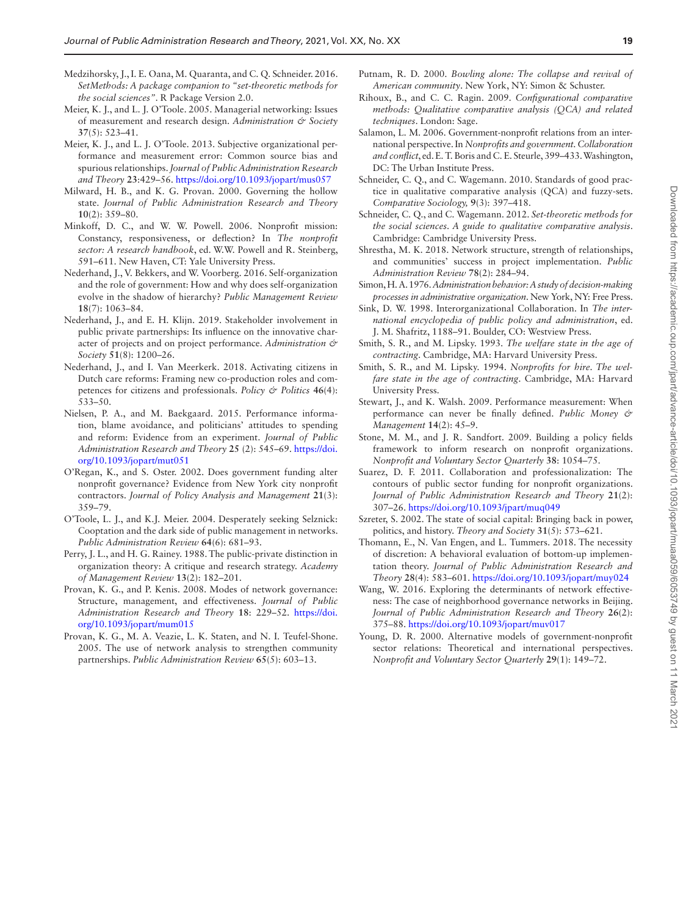Medzihorsky, J., I. E. Oana, M. Quaranta, and C. Q. Schneider. 2016. *SetMethods: A package companion to "set-theoretic methods for the social sciences"*. R Package Version 2.0.

Meier, K. J., and L. J. O'Toole. 2005. Managerial networking: Issues of measurement and research design. *Administration & Society* **37**(5): 523–41.

Meier, K. J., and L. J. O'Toole. 2013. Subjective organizational performance and measurement error: Common source bias and spurious relationships. *Journal of Public Administration Research and Theory* **23**:429–56. https://doi.org/10.1093/jopart/mus057

Milward, H. B., and K. G. Provan. 2000. Governing the hollow state. *Journal of Public Administration Research and Theory* **10**(2): 359–80.

Minkoff, D. C., and W. W. Powell. 2006. Nonprofit mission: Constancy, responsiveness, or deflection? In *The nonprofit sector: A research handbook*, ed. W.W. Powell and R. Steinberg, 591–611. New Haven, CT: Yale University Press.

Nederhand, J., V. Bekkers, and W. Voorberg. 2016. Self-organization and the role of government: How and why does self-organization evolve in the shadow of hierarchy? *Public Management Review* **18**(7): 1063–84.

Nederhand, J., and E. H. Klijn. 2019. Stakeholder involvement in public private partnerships: Its influence on the innovative character of projects and on project performance. *Administration & Society* **51**(8): 1200–26.

Nederhand, J., and I. Van Meerkerk. 2018. Activating citizens in Dutch care reforms: Framing new co-production roles and competences for citizens and professionals. *Policy & Politics* **46**(4): 533–50.

Nielsen, P. A., and M. Baekgaard. 2015. Performance information, blame avoidance, and politicians' attitudes to spending and reform: Evidence from an experiment. *Journal of Public Administration Research and Theory* **25** (2): 545–69. https://doi.org/10.1093/jopart/mut051

O'Regan, K., and S. Oster. 2002. Does government funding alter nonprofit governance? Evidence from New York city nonprofit contractors. *Journal of Policy Analysis and Management* **21**(3): 359–79.

O'Toole, L. J., and K.J. Meier. 2004. Desperately seeking Selznick: Cooptation and the dark side of public management in networks. *Public Administration Review* **64**(6): 681–93.

Perry, J. L., and H. G. Rainey. 1988. The public-private distinction in organization theory: A critique and research strategy. *Academy of Management Review* **13**(2): 182–201.

Provan, K. G., and P. Kenis. 2008. Modes of network governance: Structure, management, and effectiveness. *Journal of Public Administration Research and Theory* **18**: 229–52. https://doi.org/10.1093/jopart/mum015

Provan, K. G., M. A. Veazie, L. K. Staten, and N. I. Teufel-Shone. 2005. The use of network analysis to strengthen community partnerships. *Public Administration Review* **65**(5): 603–13.

Putnam, R. D. 2000. *Bowling alone: The collapse and revival of American community*. New York, NY: Simon & Schuster.

Rihoux, B., and C. C. Ragin. 2009. *Configurational comparative methods: Qualitative comparative analysis (QCA) and related techniques*. London: Sage.

Salamon, L. M. 2006. Government-nonprofit relations from an international perspective. In *Nonprofits and government. Collaboration and conflict*, ed. E. T. Boris and C. E. Steurle, 399–433. Washington, DC: The Urban Institute Press.

Schneider, C. Q., and C. Wagemann. 2010. Standards of good practice in qualitative comparative analysis (QCA) and fuzzy-sets. *Comparative Sociology,* **9**(3): 397–418.

Schneider, C. Q., and C. Wagemann. 2012. *Set-theoretic methods for the social sciences. A guide to qualitative comparative analysis*. Cambridge: Cambridge University Press.

Shrestha, M. K. 2018. Network structure, strength of relationships, and communities' success in project implementation. *Public Administration Review* **78**(2): 284–94.

Simon, H. A. 1976. *Administration behavior: A study of decision-making processes in administrative organization*. New York, NY: Free Press.

Sink, D. W. 1998. Interorganizational Collaboration. In *The international encyclopedia of public policy and administration*, ed. J. M. Shafritz, 1188–91. Boulder, CO: Westview Press.

Smith, S. R., and M. Lipsky. 1993. *The welfare state in the age of contracting*. Cambridge, MA: Harvard University Press.

Smith, S. R., and M. Lipsky. 1994. *Nonprofits for hire. The welfare state in the age of contracting*. Cambridge, MA: Harvard University Press.

Stewart, J., and K. Walsh. 2009. Performance measurement: When performance can never be finally defined. *Public Money & Management* **14**(2): 45–9.

Stone, M. M., and J. R. Sandfort. 2009. Building a policy fields framework to inform research on nonprofit organizations. *Nonprofit and Voluntary Sector Quarterly* **38**: 1054–75.

Suarez, D. F. 2011. Collaboration and professionalization: The contours of public sector funding for nonprofit organizations. *Journal of Public Administration Research and Theory* **21**(2): 307–26. https://doi.org/10.1093/jpart/muq049

Szreter, S. 2002. The state of social capital: Bringing back in power, politics, and history. *Theory and Society* **31**(5): 573–621.

Thomann, E., N. Van Engen, and L. Tummers. 2018. The necessity of discretion: A behavioral evaluation of bottom-up implementation theory. *Journal of Public Administration Research and Theory* **28**(4): 583–601. https://doi.org/10.1093/jopart/muy024

Wang, W. 2016. Exploring the determinants of network effectiveness: The case of neighborhood governance networks in Beijing. *Journal of Public Administration Research and Theory* **26**(2): 375–88. https://doi.org/10.1093/jopart/muv017

Young, D. R. 2000. Alternative models of government-nonprofit sector relations: Theoretical and international perspectives. *Nonprofit and Voluntary Sector Quarterly* **29**(1): 149–72.